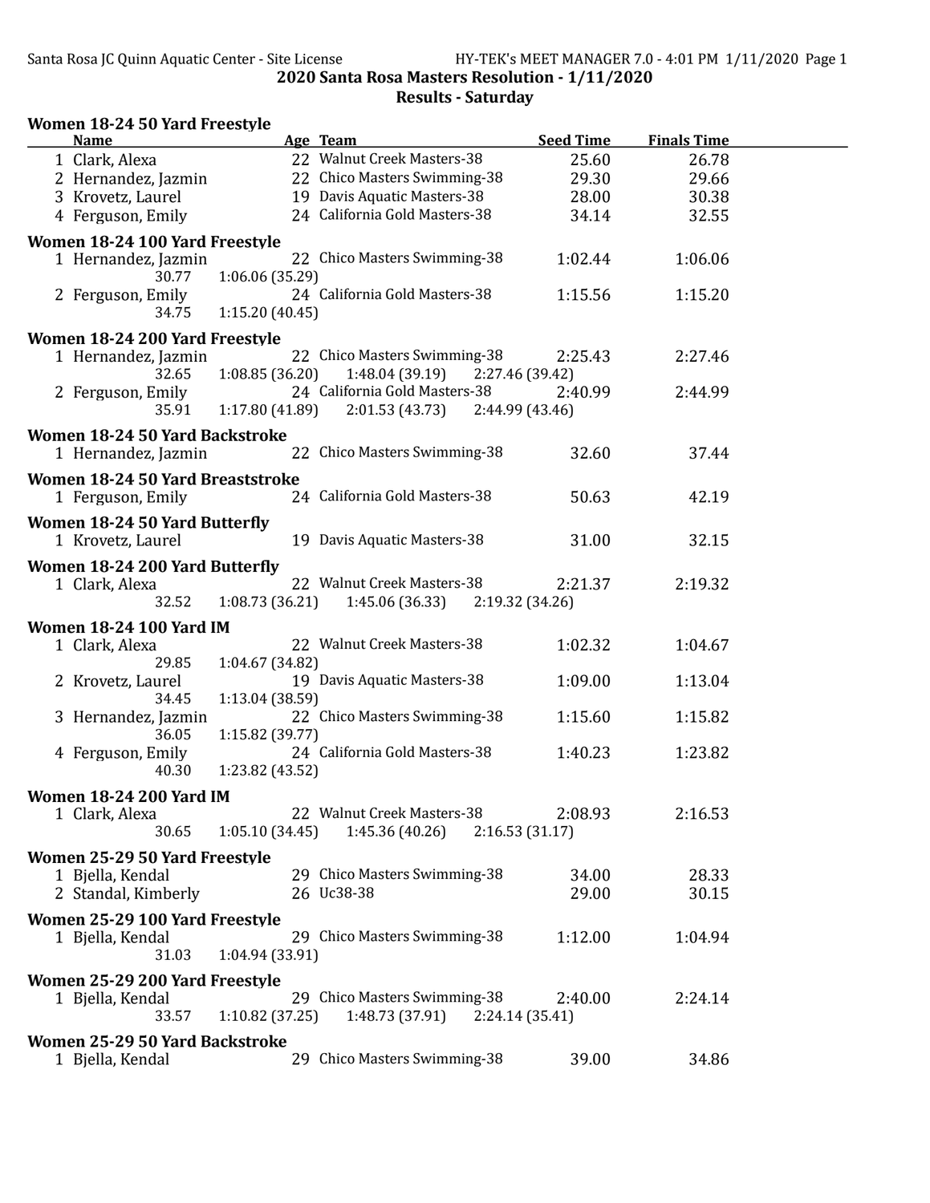# 2020 Santa Rosa Masters Resolution - 1/11/2020

## Results - Saturday

### Women 18-24 50 Yard Freestyle

| | Name | Age | Team | Seed Time | Finals Time |
|---|---|---|---|---|---|
| 1 | Clark, Alexa | 22 | Walnut Creek Masters-38 | 25.60 | 26.78 |
| 2 | Hernandez, Jazmin | 22 | Chico Masters Swimming-38 | 29.30 | 29.66 |
| 3 | Krovetz, Laurel | 19 | Davis Aquatic Masters-38 | 28.00 | 30.38 |
| 4 | Ferguson, Emily | 24 | California Gold Masters-38 | 34.14 | 32.55 |

### Women 18-24 100 Yard Freestyle

| | Name | Age | Team | Seed Time | Finals Time |
|---|---|---|---|---|---|
| 1 | Hernandez, Jazmin | 22 | Chico Masters Swimming-38 | 1:02.44 | 1:06.06 |
| | 30.77 &nbsp; 1:06.06 (35.29) | | | | |
| 2 | Ferguson, Emily | 24 | California Gold Masters-38 | 1:15.56 | 1:15.20 |
| | 34.75 &nbsp; 1:15.20 (40.45) | | | | |

### Women 18-24 200 Yard Freestyle

| | Name | Age | Team | Seed Time | Finals Time |
|---|---|---|---|---|---|
| 1 | Hernandez, Jazmin | 22 | Chico Masters Swimming-38 | 2:25.43 | 2:27.46 |
| | 32.65 &nbsp; 1:08.85 (36.20) &nbsp; 1:48.04 (39.19) &nbsp; 2:27.46 (39.42) | | | | |
| 2 | Ferguson, Emily | 24 | California Gold Masters-38 | 2:40.99 | 2:44.99 |
| | 35.91 &nbsp; 1:17.80 (41.89) &nbsp; 2:01.53 (43.73) &nbsp; 2:44.99 (43.46) | | | | |

### Women 18-24 50 Yard Backstroke

| | Name | Age | Team | Seed Time | Finals Time |
|---|---|---|---|---|---|
| 1 | Hernandez, Jazmin | 22 | Chico Masters Swimming-38 | 32.60 | 37.44 |

### Women 18-24 50 Yard Breaststroke

| | Name | Age | Team | Seed Time | Finals Time |
|---|---|---|---|---|---|
| 1 | Ferguson, Emily | 24 | California Gold Masters-38 | 50.63 | 42.19 |

### Women 18-24 50 Yard Butterfly

| | Name | Age | Team | Seed Time | Finals Time |
|---|---|---|---|---|---|
| 1 | Krovetz, Laurel | 19 | Davis Aquatic Masters-38 | 31.00 | 32.15 |

### Women 18-24 200 Yard Butterfly

| | Name | Age | Team | Seed Time | Finals Time |
|---|---|---|---|---|---|
| 1 | Clark, Alexa | 22 | Walnut Creek Masters-38 | 2:21.37 | 2:19.32 |
| | 32.52 &nbsp; 1:08.73 (36.21) &nbsp; 1:45.06 (36.33) &nbsp; 2:19.32 (34.26) | | | | |

### Women 18-24 100 Yard IM

| | Name | Age | Team | Seed Time | Finals Time |
|---|---|---|---|---|---|
| 1 | Clark, Alexa | 22 | Walnut Creek Masters-38 | 1:02.32 | 1:04.67 |
| | 29.85 &nbsp; 1:04.67 (34.82) | | | | |
| 2 | Krovetz, Laurel | 19 | Davis Aquatic Masters-38 | 1:09.00 | 1:13.04 |
| | 34.45 &nbsp; 1:13.04 (38.59) | | | | |
| 3 | Hernandez, Jazmin | 22 | Chico Masters Swimming-38 | 1:15.60 | 1:15.82 |
| | 36.05 &nbsp; 1:15.82 (39.77) | | | | |
| 4 | Ferguson, Emily | 24 | California Gold Masters-38 | 1:40.23 | 1:23.82 |
| | 40.30 &nbsp; 1:23.82 (43.52) | | | | |

### Women 18-24 200 Yard IM

| | Name | Age | Team | Seed Time | Finals Time |
|---|---|---|---|---|---|
| 1 | Clark, Alexa | 22 | Walnut Creek Masters-38 | 2:08.93 | 2:16.53 |
| | 30.65 &nbsp; 1:05.10 (34.45) &nbsp; 1:45.36 (40.26) &nbsp; 2:16.53 (31.17) | | | | |

### Women 25-29 50 Yard Freestyle

| | Name | Age | Team | Seed Time | Finals Time |
|---|---|---|---|---|---|
| 1 | Bjella, Kendal | 29 | Chico Masters Swimming-38 | 34.00 | 28.33 |
| 2 | Standal, Kimberly | 26 | Uc38-38 | 29.00 | 30.15 |

### Women 25-29 100 Yard Freestyle

| | Name | Age | Team | Seed Time | Finals Time |
|---|---|---|---|---|---|
| 1 | Bjella, Kendal | 29 | Chico Masters Swimming-38 | 1:12.00 | 1:04.94 |
| | 31.03 &nbsp; 1:04.94 (33.91) | | | | |

### Women 25-29 200 Yard Freestyle

| | Name | Age | Team | Seed Time | Finals Time |
|---|---|---|---|---|---|
| 1 | Bjella, Kendal | 29 | Chico Masters Swimming-38 | 2:40.00 | 2:24.14 |
| | 33.57 &nbsp; 1:10.82 (37.25) &nbsp; 1:48.73 (37.91) &nbsp; 2:24.14 (35.41) | | | | |

### Women 25-29 50 Yard Backstroke

| | Name | Age | Team | Seed Time | Finals Time |
|---|---|---|---|---|---|
| 1 | Bjella, Kendal | 29 | Chico Masters Swimming-38 | 39.00 | 34.86 |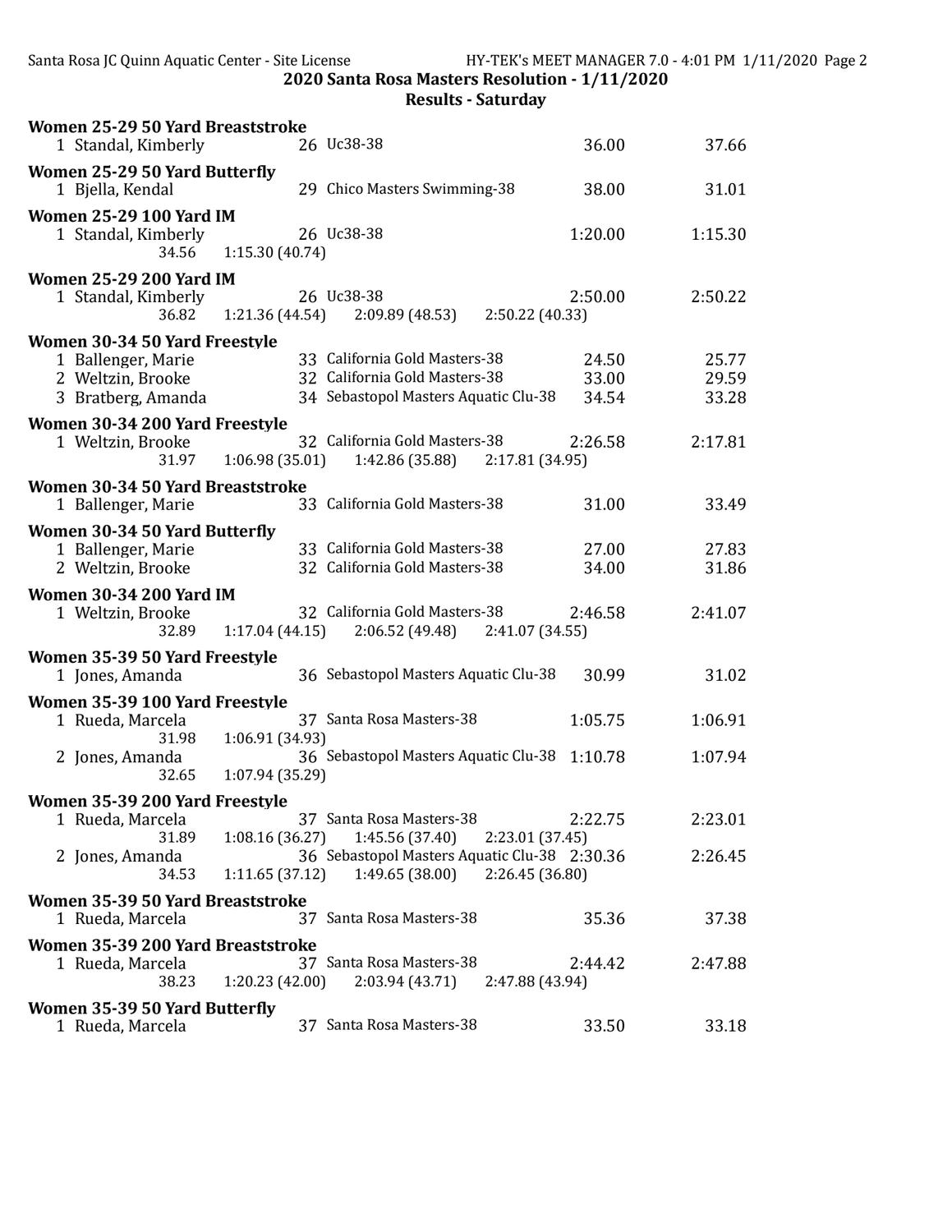## 2020 Santa Rosa Masters Resolution - 1/11/2020

### Results - Saturday

**Women 25-29 50 Yard Breaststroke**

```
  1 Standal, Kimberly          26 Uc38-38                             36.00          37.66
```

**Women 25-29 50 Yard Butterfly**

```
  1 Bjella, Kendal             29 Chico Masters Swimming-38           38.00          31.01
```

**Women 25-29 100 Yard IM**

```
  1 Standal, Kimberly          26 Uc38-38                           1:20.00        1:15.30
          34.56    1:15.30 (40.74)
```

**Women 25-29 200 Yard IM**

```
  1 Standal, Kimberly          26 Uc38-38                           2:50.00        2:50.22
          36.82    1:21.36 (44.54)    2:09.89 (48.53)    2:50.22 (40.33)
```

**Women 30-34 50 Yard Freestyle**

```
  1 Ballenger, Marie           33 California Gold Masters-38          24.50          25.77
  2 Weltzin, Brooke            32 California Gold Masters-38          33.00          29.59
  3 Bratberg, Amanda           34 Sebastopol Masters Aquatic Clu-38   34.54          33.28
```

**Women 30-34 200 Yard Freestyle**

```
  1 Weltzin, Brooke            32 California Gold Masters-38        2:26.58        2:17.81
          31.97    1:06.98 (35.01)    1:42.86 (35.88)    2:17.81 (34.95)
```

**Women 30-34 50 Yard Breaststroke**

```
  1 Ballenger, Marie           33 California Gold Masters-38          31.00          33.49
```

**Women 30-34 50 Yard Butterfly**

```
  1 Ballenger, Marie           33 California Gold Masters-38          27.00          27.83
  2 Weltzin, Brooke            32 California Gold Masters-38          34.00          31.86
```

**Women 30-34 200 Yard IM**

```
  1 Weltzin, Brooke            32 California Gold Masters-38        2:46.58        2:41.07
          32.89    1:17.04 (44.15)    2:06.52 (49.48)    2:41.07 (34.55)
```

**Women 35-39 50 Yard Freestyle**

```
  1 Jones, Amanda              36 Sebastopol Masters Aquatic Clu-38   30.99          31.02
```

**Women 35-39 100 Yard Freestyle**

```
  1 Rueda, Marcela             37 Santa Rosa Masters-38             1:05.75        1:06.91
          31.98    1:06.91 (34.93)
  2 Jones, Amanda              36 Sebastopol Masters Aquatic Clu-38 1:10.78        1:07.94
          32.65    1:07.94 (35.29)
```

**Women 35-39 200 Yard Freestyle**

```
  1 Rueda, Marcela             37 Santa Rosa Masters-38             2:22.75        2:23.01
          31.89    1:08.16 (36.27)    1:45.56 (37.40)    2:23.01 (37.45)
  2 Jones, Amanda              36 Sebastopol Masters Aquatic Clu-38 2:30.36        2:26.45
          34.53    1:11.65 (37.12)    1:49.65 (38.00)    2:26.45 (36.80)
```

**Women 35-39 50 Yard Breaststroke**

```
  1 Rueda, Marcela             37 Santa Rosa Masters-38               35.36          37.38
```

**Women 35-39 200 Yard Breaststroke**

```
  1 Rueda, Marcela             37 Santa Rosa Masters-38             2:44.42        2:47.88
          38.23    1:20.23 (42.00)    2:03.94 (43.71)    2:47.88 (43.94)
```

**Women 35-39 50 Yard Butterfly**

```
  1 Rueda, Marcela             37 Santa Rosa Masters-38               33.50          33.18
```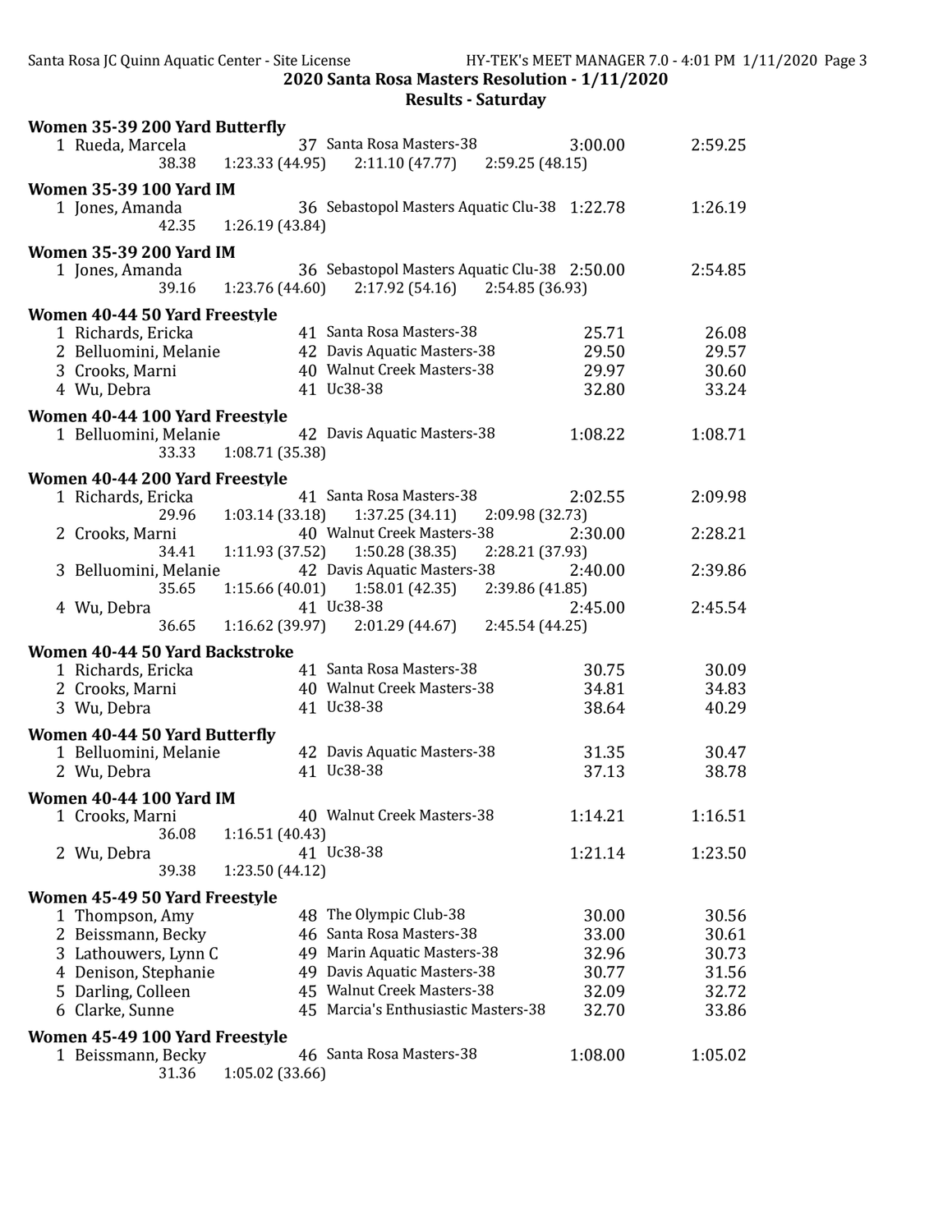## 2020 Santa Rosa Masters Resolution - 1/11/2020

### Results - Saturday

**Women 35-39 200 Yard Butterfly**

| Place | Name | Age | Team | Seed Time | Finals Time |
|---|---|---|---|---|---|
| 1 | Rueda, Marcela | 37 | Santa Rosa Masters-38 | 3:00.00 | 2:59.25 |
| | 38.38 | 1:23.33 (44.95) | 2:11.10 (47.77) | 2:59.25 (48.15) | |

**Women 35-39 100 Yard IM**

| Place | Name | Age | Team | Seed Time | Finals Time |
|---|---|---|---|---|---|
| 1 | Jones, Amanda | 36 | Sebastopol Masters Aquatic Clu-38 | 1:22.78 | 1:26.19 |
| | 42.35 | 1:26.19 (43.84) | | | |

**Women 35-39 200 Yard IM**

| Place | Name | Age | Team | Seed Time | Finals Time |
|---|---|---|---|---|---|
| 1 | Jones, Amanda | 36 | Sebastopol Masters Aquatic Clu-38 | 2:50.00 | 2:54.85 |
| | 39.16 | 1:23.76 (44.60) | 2:17.92 (54.16) | 2:54.85 (36.93) | |

**Women 40-44 50 Yard Freestyle**

| Place | Name | Age | Team | Seed Time | Finals Time |
|---|---|---|---|---|---|
| 1 | Richards, Ericka | 41 | Santa Rosa Masters-38 | 25.71 | 26.08 |
| 2 | Belluomini, Melanie | 42 | Davis Aquatic Masters-38 | 29.50 | 29.57 |
| 3 | Crooks, Marni | 40 | Walnut Creek Masters-38 | 29.97 | 30.60 |
| 4 | Wu, Debra | 41 | Uc38-38 | 32.80 | 33.24 |

**Women 40-44 100 Yard Freestyle**

| Place | Name | Age | Team | Seed Time | Finals Time |
|---|---|---|---|---|---|
| 1 | Belluomini, Melanie | 42 | Davis Aquatic Masters-38 | 1:08.22 | 1:08.71 |
| | 33.33 | 1:08.71 (35.38) | | | |

**Women 40-44 200 Yard Freestyle**

| Place | Name | Age | Team | Seed Time | Finals Time |
|---|---|---|---|---|---|
| 1 | Richards, Ericka | 41 | Santa Rosa Masters-38 | 2:02.55 | 2:09.98 |
| | 29.96 | 1:03.14 (33.18) | 1:37.25 (34.11) | 2:09.98 (32.73) | |
| 2 | Crooks, Marni | 40 | Walnut Creek Masters-38 | 2:30.00 | 2:28.21 |
| | 34.41 | 1:11.93 (37.52) | 1:50.28 (38.35) | 2:28.21 (37.93) | |
| 3 | Belluomini, Melanie | 42 | Davis Aquatic Masters-38 | 2:40.00 | 2:39.86 |
| | 35.65 | 1:15.66 (40.01) | 1:58.01 (42.35) | 2:39.86 (41.85) | |
| 4 | Wu, Debra | 41 | Uc38-38 | 2:45.00 | 2:45.54 |
| | 36.65 | 1:16.62 (39.97) | 2:01.29 (44.67) | 2:45.54 (44.25) | |

**Women 40-44 50 Yard Backstroke**

| Place | Name | Age | Team | Seed Time | Finals Time |
|---|---|---|---|---|---|
| 1 | Richards, Ericka | 41 | Santa Rosa Masters-38 | 30.75 | 30.09 |
| 2 | Crooks, Marni | 40 | Walnut Creek Masters-38 | 34.81 | 34.83 |
| 3 | Wu, Debra | 41 | Uc38-38 | 38.64 | 40.29 |

**Women 40-44 50 Yard Butterfly**

| Place | Name | Age | Team | Seed Time | Finals Time |
|---|---|---|---|---|---|
| 1 | Belluomini, Melanie | 42 | Davis Aquatic Masters-38 | 31.35 | 30.47 |
| 2 | Wu, Debra | 41 | Uc38-38 | 37.13 | 38.78 |

**Women 40-44 100 Yard IM**

| Place | Name | Age | Team | Seed Time | Finals Time |
|---|---|---|---|---|---|
| 1 | Crooks, Marni | 40 | Walnut Creek Masters-38 | 1:14.21 | 1:16.51 |
| | 36.08 | 1:16.51 (40.43) | | | |
| 2 | Wu, Debra | 41 | Uc38-38 | 1:21.14 | 1:23.50 |
| | 39.38 | 1:23.50 (44.12) | | | |

**Women 45-49 50 Yard Freestyle**

| Place | Name | Age | Team | Seed Time | Finals Time |
|---|---|---|---|---|---|
| 1 | Thompson, Amy | 48 | The Olympic Club-38 | 30.00 | 30.56 |
| 2 | Beissmann, Becky | 46 | Santa Rosa Masters-38 | 33.00 | 30.61 |
| 3 | Lathouwers, Lynn C | 49 | Marin Aquatic Masters-38 | 32.96 | 30.73 |
| 4 | Denison, Stephanie | 49 | Davis Aquatic Masters-38 | 30.77 | 31.56 |
| 5 | Darling, Colleen | 45 | Walnut Creek Masters-38 | 32.09 | 32.72 |
| 6 | Clarke, Sunne | 45 | Marcia's Enthusiastic Masters-38 | 32.70 | 33.86 |

**Women 45-49 100 Yard Freestyle**

| Place | Name | Age | Team | Seed Time | Finals Time |
|---|---|---|---|---|---|
| 1 | Beissmann, Becky | 46 | Santa Rosa Masters-38 | 1:08.00 | 1:05.02 |
| | 31.36 | 1:05.02 (33.66) | | | |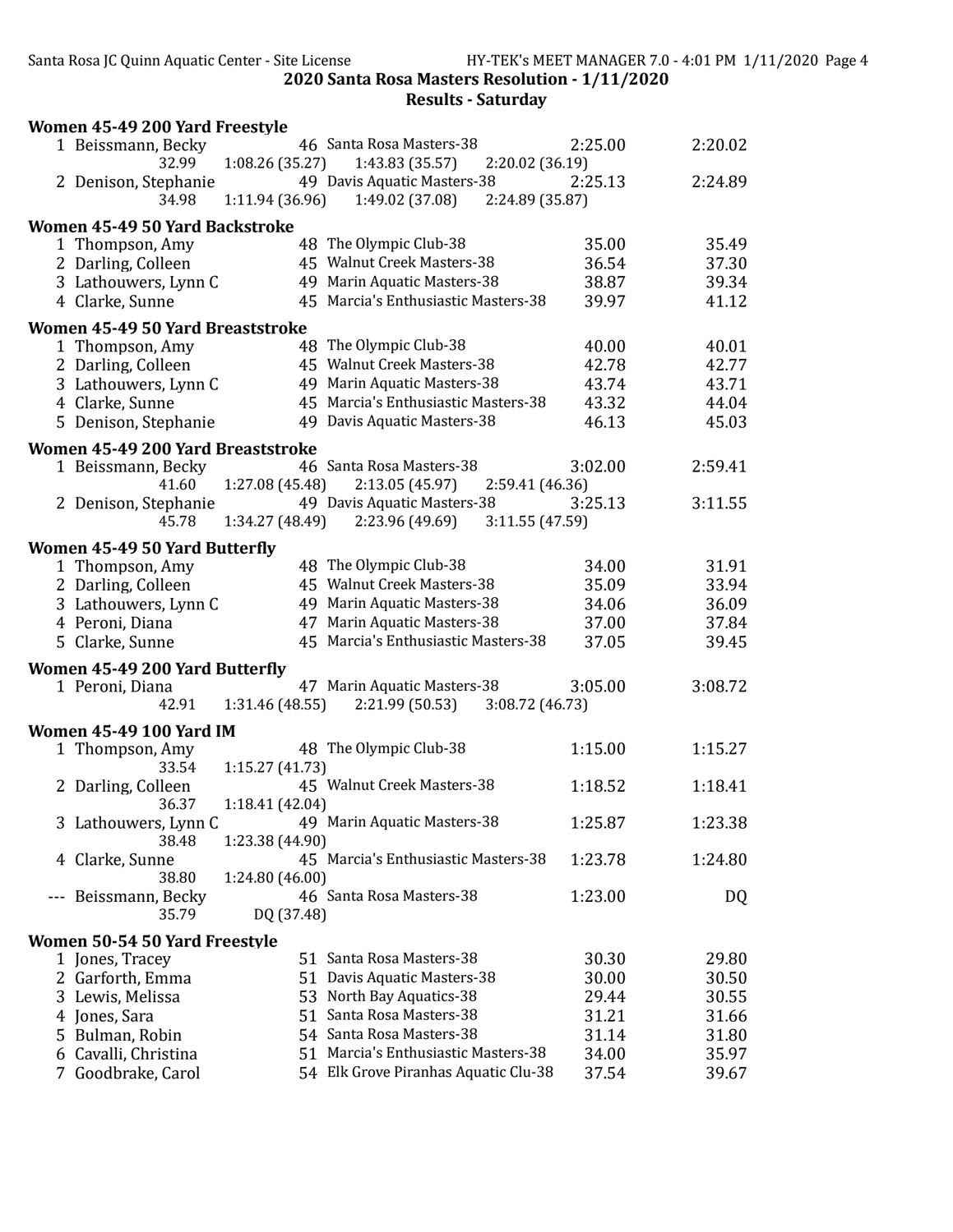## 2020 Santa Rosa Masters Resolution - 1/11/2020

### Results - Saturday

#### Women 45-49 200 Yard Freestyle

| Place | Name | Age | Team | Seed Time | Finals Time |
|---|---|---|---|---|---|
| 1 | Beissmann, Becky | 46 | Santa Rosa Masters-38 | 2:25.00 | 2:20.02 |
| | 32.99 | 1:08.26 (35.27) | 1:43.83 (35.57) | 2:20.02 (36.19) | |
| 2 | Denison, Stephanie | 49 | Davis Aquatic Masters-38 | 2:25.13 | 2:24.89 |
| | 34.98 | 1:11.94 (36.96) | 1:49.02 (37.08) | 2:24.89 (35.87) | |

#### Women 45-49 50 Yard Backstroke

| Place | Name | Age | Team | Seed Time | Finals Time |
|---|---|---|---|---|---|
| 1 | Thompson, Amy | 48 | The Olympic Club-38 | 35.00 | 35.49 |
| 2 | Darling, Colleen | 45 | Walnut Creek Masters-38 | 36.54 | 37.30 |
| 3 | Lathouwers, Lynn C | 49 | Marin Aquatic Masters-38 | 38.87 | 39.34 |
| 4 | Clarke, Sunne | 45 | Marcia's Enthusiastic Masters-38 | 39.97 | 41.12 |

#### Women 45-49 50 Yard Breaststroke

| Place | Name | Age | Team | Seed Time | Finals Time |
|---|---|---|---|---|---|
| 1 | Thompson, Amy | 48 | The Olympic Club-38 | 40.00 | 40.01 |
| 2 | Darling, Colleen | 45 | Walnut Creek Masters-38 | 42.78 | 42.77 |
| 3 | Lathouwers, Lynn C | 49 | Marin Aquatic Masters-38 | 43.74 | 43.71 |
| 4 | Clarke, Sunne | 45 | Marcia's Enthusiastic Masters-38 | 43.32 | 44.04 |
| 5 | Denison, Stephanie | 49 | Davis Aquatic Masters-38 | 46.13 | 45.03 |

#### Women 45-49 200 Yard Breaststroke

| Place | Name | Age | Team | Seed Time | Finals Time |
|---|---|---|---|---|---|
| 1 | Beissmann, Becky | 46 | Santa Rosa Masters-38 | 3:02.00 | 2:59.41 |
| | 41.60 | 1:27.08 (45.48) | 2:13.05 (45.97) | 2:59.41 (46.36) | |
| 2 | Denison, Stephanie | 49 | Davis Aquatic Masters-38 | 3:25.13 | 3:11.55 |
| | 45.78 | 1:34.27 (48.49) | 2:23.96 (49.69) | 3:11.55 (47.59) | |

#### Women 45-49 50 Yard Butterfly

| Place | Name | Age | Team | Seed Time | Finals Time |
|---|---|---|---|---|---|
| 1 | Thompson, Amy | 48 | The Olympic Club-38 | 34.00 | 31.91 |
| 2 | Darling, Colleen | 45 | Walnut Creek Masters-38 | 35.09 | 33.94 |
| 3 | Lathouwers, Lynn C | 49 | Marin Aquatic Masters-38 | 34.06 | 36.09 |
| 4 | Peroni, Diana | 47 | Marin Aquatic Masters-38 | 37.00 | 37.84 |
| 5 | Clarke, Sunne | 45 | Marcia's Enthusiastic Masters-38 | 37.05 | 39.45 |

#### Women 45-49 200 Yard Butterfly

| Place | Name | Age | Team | Seed Time | Finals Time |
|---|---|---|---|---|---|
| 1 | Peroni, Diana | 47 | Marin Aquatic Masters-38 | 3:05.00 | 3:08.72 |
| | 42.91 | 1:31.46 (48.55) | 2:21.99 (50.53) | 3:08.72 (46.73) | |

#### Women 45-49 100 Yard IM

| Place | Name | Age | Team | Seed Time | Finals Time |
|---|---|---|---|---|---|
| 1 | Thompson, Amy | 48 | The Olympic Club-38 | 1:15.00 | 1:15.27 |
| | 33.54 | 1:15.27 (41.73) | | | |
| 2 | Darling, Colleen | 45 | Walnut Creek Masters-38 | 1:18.52 | 1:18.41 |
| | 36.37 | 1:18.41 (42.04) | | | |
| 3 | Lathouwers, Lynn C | 49 | Marin Aquatic Masters-38 | 1:25.87 | 1:23.38 |
| | 38.48 | 1:23.38 (44.90) | | | |
| 4 | Clarke, Sunne | 45 | Marcia's Enthusiastic Masters-38 | 1:23.78 | 1:24.80 |
| | 38.80 | 1:24.80 (46.00) | | | |
| --- | Beissmann, Becky | 46 | Santa Rosa Masters-38 | 1:23.00 | DQ |
| | 35.79 | DQ (37.48) | | | |

#### Women 50-54 50 Yard Freestyle

| Place | Name | Age | Team | Seed Time | Finals Time |
|---|---|---|---|---|---|
| 1 | Jones, Tracey | 51 | Santa Rosa Masters-38 | 30.30 | 29.80 |
| 2 | Garforth, Emma | 51 | Davis Aquatic Masters-38 | 30.00 | 30.50 |
| 3 | Lewis, Melissa | 53 | North Bay Aquatics-38 | 29.44 | 30.55 |
| 4 | Jones, Sara | 51 | Santa Rosa Masters-38 | 31.21 | 31.66 |
| 5 | Bulman, Robin | 54 | Santa Rosa Masters-38 | 31.14 | 31.80 |
| 6 | Cavalli, Christina | 51 | Marcia's Enthusiastic Masters-38 | 34.00 | 35.97 |
| 7 | Goodbrake, Carol | 54 | Elk Grove Piranhas Aquatic Clu-38 | 37.54 | 39.67 |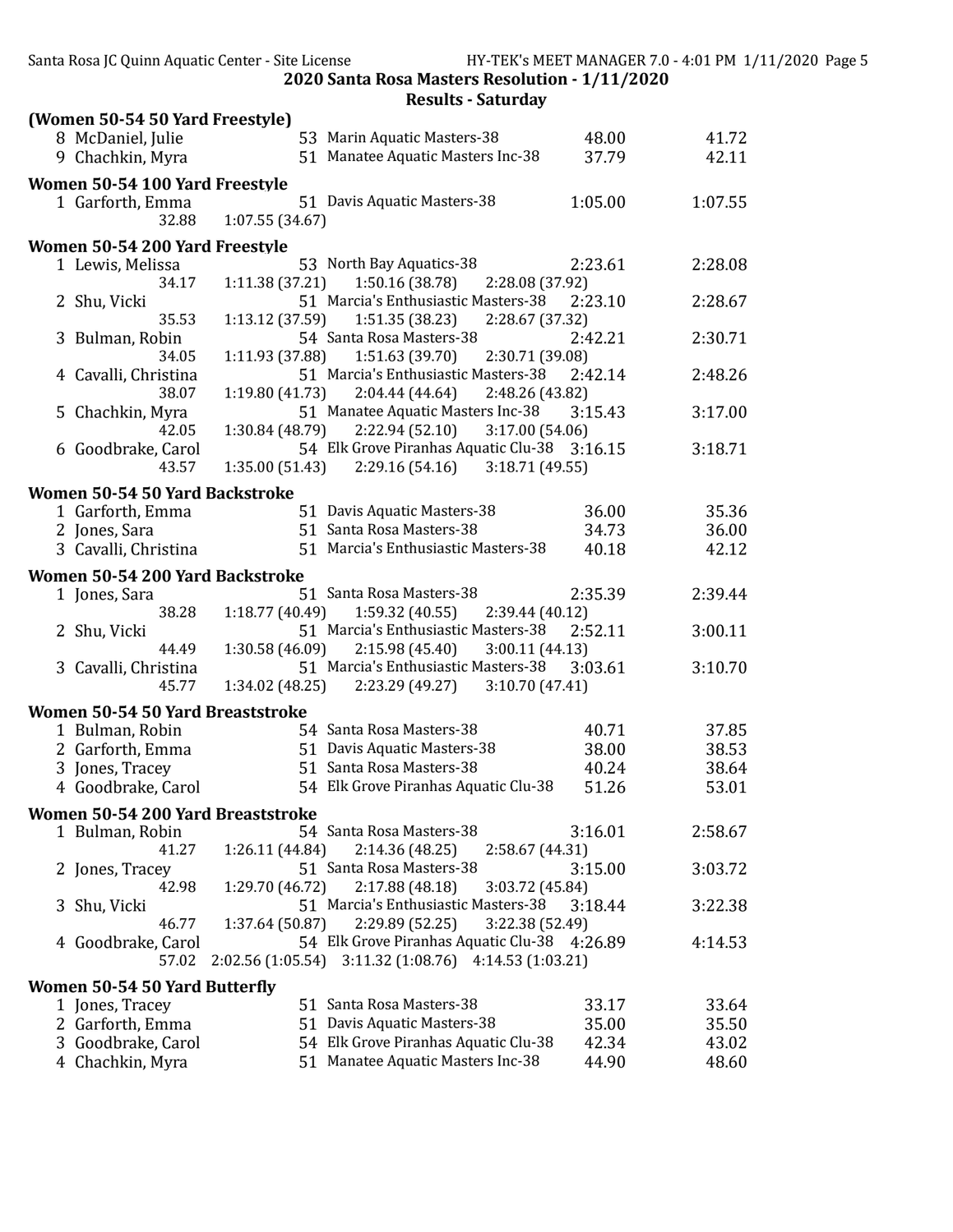## 2020 Santa Rosa Masters Resolution - 1/11/2020

### Results - Saturday

**(Women 50-54 50 Yard Freestyle)**

| Place | Name | Age | Team | Seed Time | Finals Time |
|---|---|---|---|---|---|
| 8 | McDaniel, Julie | 53 | Marin Aquatic Masters-38 | 48.00 | 41.72 |
| 9 | Chachkin, Myra | 51 | Manatee Aquatic Masters Inc-38 | 37.79 | 42.11 |

**Women 50-54 100 Yard Freestyle**

| Place | Name | Age | Team | Seed Time | Finals Time |
|---|---|---|---|---|---|
| 1 | Garforth, Emma | 51 | Davis Aquatic Masters-38 | 1:05.00 | 1:07.55 |
| | 32.88 | 1:07.55 (34.67) | | | |

**Women 50-54 200 Yard Freestyle**

| Place | Name | Age | Team | Seed Time | Finals Time |
|---|---|---|---|---|---|
| 1 | Lewis, Melissa | 53 | North Bay Aquatics-38 | 2:23.61 | 2:28.08 |
| | 34.17 | 1:11.38 (37.21) | 1:50.16 (38.78) | 2:28.08 (37.92) | |
| 2 | Shu, Vicki | 51 | Marcia's Enthusiastic Masters-38 | 2:23.10 | 2:28.67 |
| | 35.53 | 1:13.12 (37.59) | 1:51.35 (38.23) | 2:28.67 (37.32) | |
| 3 | Bulman, Robin | 54 | Santa Rosa Masters-38 | 2:42.21 | 2:30.71 |
| | 34.05 | 1:11.93 (37.88) | 1:51.63 (39.70) | 2:30.71 (39.08) | |
| 4 | Cavalli, Christina | 51 | Marcia's Enthusiastic Masters-38 | 2:42.14 | 2:48.26 |
| | 38.07 | 1:19.80 (41.73) | 2:04.44 (44.64) | 2:48.26 (43.82) | |
| 5 | Chachkin, Myra | 51 | Manatee Aquatic Masters Inc-38 | 3:15.43 | 3:17.00 |
| | 42.05 | 1:30.84 (48.79) | 2:22.94 (52.10) | 3:17.00 (54.06) | |
| 6 | Goodbrake, Carol | 54 | Elk Grove Piranhas Aquatic Clu-38 | 3:16.15 | 3:18.71 |
| | 43.57 | 1:35.00 (51.43) | 2:29.16 (54.16) | 3:18.71 (49.55) | |

**Women 50-54 50 Yard Backstroke**

| Place | Name | Age | Team | Seed Time | Finals Time |
|---|---|---|---|---|---|
| 1 | Garforth, Emma | 51 | Davis Aquatic Masters-38 | 36.00 | 35.36 |
| 2 | Jones, Sara | 51 | Santa Rosa Masters-38 | 34.73 | 36.00 |
| 3 | Cavalli, Christina | 51 | Marcia's Enthusiastic Masters-38 | 40.18 | 42.12 |

**Women 50-54 200 Yard Backstroke**

| Place | Name | Age | Team | Seed Time | Finals Time |
|---|---|---|---|---|---|
| 1 | Jones, Sara | 51 | Santa Rosa Masters-38 | 2:35.39 | 2:39.44 |
| | 38.28 | 1:18.77 (40.49) | 1:59.32 (40.55) | 2:39.44 (40.12) | |
| 2 | Shu, Vicki | 51 | Marcia's Enthusiastic Masters-38 | 2:52.11 | 3:00.11 |
| | 44.49 | 1:30.58 (46.09) | 2:15.98 (45.40) | 3:00.11 (44.13) | |
| 3 | Cavalli, Christina | 51 | Marcia's Enthusiastic Masters-38 | 3:03.61 | 3:10.70 |
| | 45.77 | 1:34.02 (48.25) | 2:23.29 (49.27) | 3:10.70 (47.41) | |

**Women 50-54 50 Yard Breaststroke**

| Place | Name | Age | Team | Seed Time | Finals Time |
|---|---|---|---|---|---|
| 1 | Bulman, Robin | 54 | Santa Rosa Masters-38 | 40.71 | 37.85 |
| 2 | Garforth, Emma | 51 | Davis Aquatic Masters-38 | 38.00 | 38.53 |
| 3 | Jones, Tracey | 51 | Santa Rosa Masters-38 | 40.24 | 38.64 |
| 4 | Goodbrake, Carol | 54 | Elk Grove Piranhas Aquatic Clu-38 | 51.26 | 53.01 |

**Women 50-54 200 Yard Breaststroke**

| Place | Name | Age | Team | Seed Time | Finals Time |
|---|---|---|---|---|---|
| 1 | Bulman, Robin | 54 | Santa Rosa Masters-38 | 3:16.01 | 2:58.67 |
| | 41.27 | 1:26.11 (44.84) | 2:14.36 (48.25) | 2:58.67 (44.31) | |
| 2 | Jones, Tracey | 51 | Santa Rosa Masters-38 | 3:15.00 | 3:03.72 |
| | 42.98 | 1:29.70 (46.72) | 2:17.88 (48.18) | 3:03.72 (45.84) | |
| 3 | Shu, Vicki | 51 | Marcia's Enthusiastic Masters-38 | 3:18.44 | 3:22.38 |
| | 46.77 | 1:37.64 (50.87) | 2:29.89 (52.25) | 3:22.38 (52.49) | |
| 4 | Goodbrake, Carol | 54 | Elk Grove Piranhas Aquatic Clu-38 | 4:26.89 | 4:14.53 |
| | 57.02 | 2:02.56 (1:05.54) | 3:11.32 (1:08.76) | 4:14.53 (1:03.21) | |

**Women 50-54 50 Yard Butterfly**

| Place | Name | Age | Team | Seed Time | Finals Time |
|---|---|---|---|---|---|
| 1 | Jones, Tracey | 51 | Santa Rosa Masters-38 | 33.17 | 33.64 |
| 2 | Garforth, Emma | 51 | Davis Aquatic Masters-38 | 35.00 | 35.50 |
| 3 | Goodbrake, Carol | 54 | Elk Grove Piranhas Aquatic Clu-38 | 42.34 | 43.02 |
| 4 | Chachkin, Myra | 51 | Manatee Aquatic Masters Inc-38 | 44.90 | 48.60 |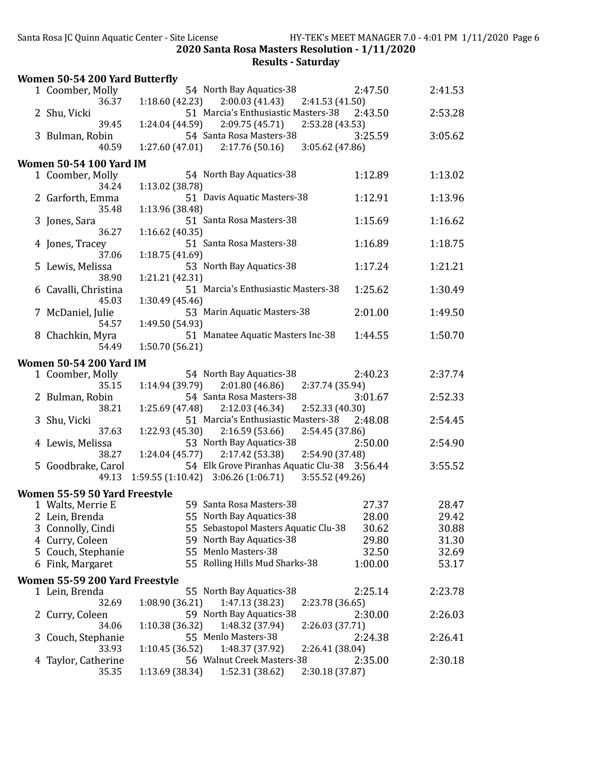## 2020 Santa Rosa Masters Resolution - 1/11/2020

### Results - Saturday

**Women 50-54 200 Yard Butterfly**

| Place | Name | Age | Team | Seed | Finals |
|---|---|---|---|---|---|
| 1 | Coomber, Molly | 54 | North Bay Aquatics-38 | 2:47.50 | 2:41.53 |
| | 36.37 | 1:18.60 (42.23) | 2:00.03 (41.43) | 2:41.53 (41.50) | |
| 2 | Shu, Vicki | 51 | Marcia's Enthusiastic Masters-38 | 2:43.50 | 2:53.28 |
| | 39.45 | 1:24.04 (44.59) | 2:09.75 (45.71) | 2:53.28 (43.53) | |
| 3 | Bulman, Robin | 54 | Santa Rosa Masters-38 | 3:25.59 | 3:05.62 |
| | 40.59 | 1:27.60 (47.01) | 2:17.76 (50.16) | 3:05.62 (47.86) | |

**Women 50-54 100 Yard IM**

| Place | Name | Age | Team | Seed | Finals |
|---|---|---|---|---|---|
| 1 | Coomber, Molly | 54 | North Bay Aquatics-38 | 1:12.89 | 1:13.02 |
| | 34.24 | 1:13.02 (38.78) | | | |
| 2 | Garforth, Emma | 51 | Davis Aquatic Masters-38 | 1:12.91 | 1:13.96 |
| | 35.48 | 1:13.96 (38.48) | | | |
| 3 | Jones, Sara | 51 | Santa Rosa Masters-38 | 1:15.69 | 1:16.62 |
| | 36.27 | 1:16.62 (40.35) | | | |
| 4 | Jones, Tracey | 51 | Santa Rosa Masters-38 | 1:16.89 | 1:18.75 |
| | 37.06 | 1:18.75 (41.69) | | | |
| 5 | Lewis, Melissa | 53 | North Bay Aquatics-38 | 1:17.24 | 1:21.21 |
| | 38.90 | 1:21.21 (42.31) | | | |
| 6 | Cavalli, Christina | 51 | Marcia's Enthusiastic Masters-38 | 1:25.62 | 1:30.49 |
| | 45.03 | 1:30.49 (45.46) | | | |
| 7 | McDaniel, Julie | 53 | Marin Aquatic Masters-38 | 2:01.00 | 1:49.50 |
| | 54.57 | 1:49.50 (54.93) | | | |
| 8 | Chachkin, Myra | 51 | Manatee Aquatic Masters Inc-38 | 1:44.55 | 1:50.70 |
| | 54.49 | 1:50.70 (56.21) | | | |

**Women 50-54 200 Yard IM**

| Place | Name | Age | Team | Seed | Finals |
|---|---|---|---|---|---|
| 1 | Coomber, Molly | 54 | North Bay Aquatics-38 | 2:40.23 | 2:37.74 |
| | 35.15 | 1:14.94 (39.79) | 2:01.80 (46.86) | 2:37.74 (35.94) | |
| 2 | Bulman, Robin | 54 | Santa Rosa Masters-38 | 3:01.67 | 2:52.33 |
| | 38.21 | 1:25.69 (47.48) | 2:12.03 (46.34) | 2:52.33 (40.30) | |
| 3 | Shu, Vicki | 51 | Marcia's Enthusiastic Masters-38 | 2:48.08 | 2:54.45 |
| | 37.63 | 1:22.93 (45.30) | 2:16.59 (53.66) | 2:54.45 (37.86) | |
| 4 | Lewis, Melissa | 53 | North Bay Aquatics-38 | 2:50.00 | 2:54.90 |
| | 38.27 | 1:24.04 (45.77) | 2:17.42 (53.38) | 2:54.90 (37.48) | |
| 5 | Goodbrake, Carol | 54 | Elk Grove Piranhas Aquatic Clu-38 | 3:56.44 | 3:55.52 |
| | 49.13 | 1:59.55 (1:10.42) | 3:06.26 (1:06.71) | 3:55.52 (49.26) | |

**Women 55-59 50 Yard Freestyle**

| Place | Name | Age | Team | Seed | Finals |
|---|---|---|---|---|---|
| 1 | Walts, Merrie E | 59 | Santa Rosa Masters-38 | 27.37 | 28.47 |
| 2 | Lein, Brenda | 55 | North Bay Aquatics-38 | 28.00 | 29.42 |
| 3 | Connolly, Cindi | 55 | Sebastopol Masters Aquatic Clu-38 | 30.62 | 30.88 |
| 4 | Curry, Coleen | 59 | North Bay Aquatics-38 | 29.80 | 31.30 |
| 5 | Couch, Stephanie | 55 | Menlo Masters-38 | 32.50 | 32.69 |
| 6 | Fink, Margaret | 55 | Rolling Hills Mud Sharks-38 | 1:00.00 | 53.17 |

**Women 55-59 200 Yard Freestyle**

| Place | Name | Age | Team | Seed | Finals |
|---|---|---|---|---|---|
| 1 | Lein, Brenda | 55 | North Bay Aquatics-38 | 2:25.14 | 2:23.78 |
| | 32.69 | 1:08.90 (36.21) | 1:47.13 (38.23) | 2:23.78 (36.65) | |
| 2 | Curry, Coleen | 59 | North Bay Aquatics-38 | 2:30.00 | 2:26.03 |
| | 34.06 | 1:10.38 (36.32) | 1:48.32 (37.94) | 2:26.03 (37.71) | |
| 3 | Couch, Stephanie | 55 | Menlo Masters-38 | 2:24.38 | 2:26.41 |
| | 33.93 | 1:10.45 (36.52) | 1:48.37 (37.92) | 2:26.41 (38.04) | |
| 4 | Taylor, Catherine | 56 | Walnut Creek Masters-38 | 2:35.00 | 2:30.18 |
| | 35.35 | 1:13.69 (38.34) | 1:52.31 (38.62) | 2:30.18 (37.87) | |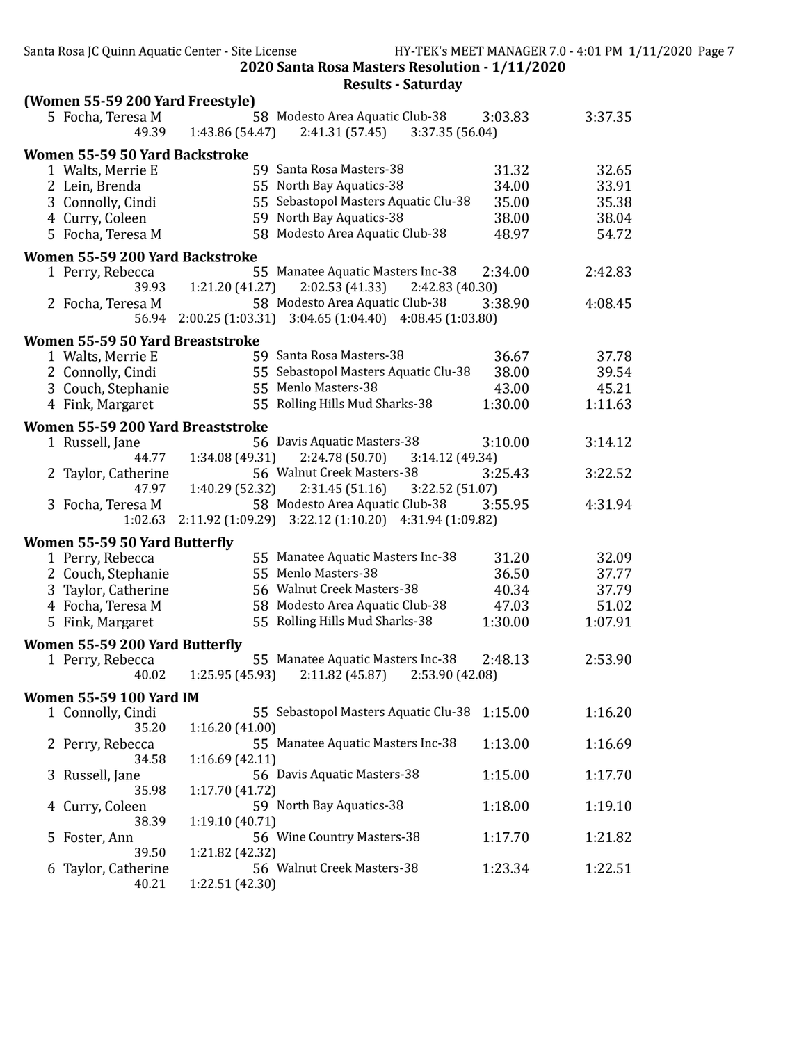## 2020 Santa Rosa Masters Resolution - 1/11/2020

### Results - Saturday

**(Women 55-59 200 Yard Freestyle)**

| Place | Name | Age | Team | Seed Time | Finals Time |
|---|---|---|---|---|---|
| 5 | Focha, Teresa M | 58 | Modesto Area Aquatic Club-38 | 3:03.83 | 3:37.35 |
| | 49.39 | 1:43.86 (54.47) | 2:41.31 (57.45) | 3:37.35 (56.04) | |

**Women 55-59 50 Yard Backstroke**

| Place | Name | Age | Team | Seed Time | Finals Time |
|---|---|---|---|---|---|
| 1 | Walts, Merrie E | 59 | Santa Rosa Masters-38 | 31.32 | 32.65 |
| 2 | Lein, Brenda | 55 | North Bay Aquatics-38 | 34.00 | 33.91 |
| 3 | Connolly, Cindi | 55 | Sebastopol Masters Aquatic Clu-38 | 35.00 | 35.38 |
| 4 | Curry, Coleen | 59 | North Bay Aquatics-38 | 38.00 | 38.04 |
| 5 | Focha, Teresa M | 58 | Modesto Area Aquatic Club-38 | 48.97 | 54.72 |

**Women 55-59 200 Yard Backstroke**

| Place | Name | Age | Team | Seed Time | Finals Time |
|---|---|---|---|---|---|
| 1 | Perry, Rebecca | 55 | Manatee Aquatic Masters Inc-38 | 2:34.00 | 2:42.83 |
| | 39.93 | 1:21.20 (41.27) | 2:02.53 (41.33) | 2:42.83 (40.30) | |
| 2 | Focha, Teresa M | 58 | Modesto Area Aquatic Club-38 | 3:38.90 | 4:08.45 |
| | 56.94 | 2:00.25 (1:03.31) | 3:04.65 (1:04.40) | 4:08.45 (1:03.80) | |

**Women 55-59 50 Yard Breaststroke**

| Place | Name | Age | Team | Seed Time | Finals Time |
|---|---|---|---|---|---|
| 1 | Walts, Merrie E | 59 | Santa Rosa Masters-38 | 36.67 | 37.78 |
| 2 | Connolly, Cindi | 55 | Sebastopol Masters Aquatic Clu-38 | 38.00 | 39.54 |
| 3 | Couch, Stephanie | 55 | Menlo Masters-38 | 43.00 | 45.21 |
| 4 | Fink, Margaret | 55 | Rolling Hills Mud Sharks-38 | 1:30.00 | 1:11.63 |

**Women 55-59 200 Yard Breaststroke**

| Place | Name | Age | Team | Seed Time | Finals Time |
|---|---|---|---|---|---|
| 1 | Russell, Jane | 56 | Davis Aquatic Masters-38 | 3:10.00 | 3:14.12 |
| | 44.77 | 1:34.08 (49.31) | 2:24.78 (50.70) | 3:14.12 (49.34) | |
| 2 | Taylor, Catherine | 56 | Walnut Creek Masters-38 | 3:25.43 | 3:22.52 |
| | 47.97 | 1:40.29 (52.32) | 2:31.45 (51.16) | 3:22.52 (51.07) | |
| 3 | Focha, Teresa M | 58 | Modesto Area Aquatic Club-38 | 3:55.95 | 4:31.94 |
| | 1:02.63 | 2:11.92 (1:09.29) | 3:22.12 (1:10.20) | 4:31.94 (1:09.82) | |

**Women 55-59 50 Yard Butterfly**

| Place | Name | Age | Team | Seed Time | Finals Time |
|---|---|---|---|---|---|
| 1 | Perry, Rebecca | 55 | Manatee Aquatic Masters Inc-38 | 31.20 | 32.09 |
| 2 | Couch, Stephanie | 55 | Menlo Masters-38 | 36.50 | 37.77 |
| 3 | Taylor, Catherine | 56 | Walnut Creek Masters-38 | 40.34 | 37.79 |
| 4 | Focha, Teresa M | 58 | Modesto Area Aquatic Club-38 | 47.03 | 51.02 |
| 5 | Fink, Margaret | 55 | Rolling Hills Mud Sharks-38 | 1:30.00 | 1:07.91 |

**Women 55-59 200 Yard Butterfly**

| Place | Name | Age | Team | Seed Time | Finals Time |
|---|---|---|---|---|---|
| 1 | Perry, Rebecca | 55 | Manatee Aquatic Masters Inc-38 | 2:48.13 | 2:53.90 |
| | 40.02 | 1:25.95 (45.93) | 2:11.82 (45.87) | 2:53.90 (42.08) | |

**Women 55-59 100 Yard IM**

| Place | Name | Age | Team | Seed Time | Finals Time |
|---|---|---|---|---|---|
| 1 | Connolly, Cindi | 55 | Sebastopol Masters Aquatic Clu-38 | 1:15.00 | 1:16.20 |
| | 35.20 | 1:16.20 (41.00) | | | |
| 2 | Perry, Rebecca | 55 | Manatee Aquatic Masters Inc-38 | 1:13.00 | 1:16.69 |
| | 34.58 | 1:16.69 (42.11) | | | |
| 3 | Russell, Jane | 56 | Davis Aquatic Masters-38 | 1:15.00 | 1:17.70 |
| | 35.98 | 1:17.70 (41.72) | | | |
| 4 | Curry, Coleen | 59 | North Bay Aquatics-38 | 1:18.00 | 1:19.10 |
| | 38.39 | 1:19.10 (40.71) | | | |
| 5 | Foster, Ann | 56 | Wine Country Masters-38 | 1:17.70 | 1:21.82 |
| | 39.50 | 1:21.82 (42.32) | | | |
| 6 | Taylor, Catherine | 56 | Walnut Creek Masters-38 | 1:23.34 | 1:22.51 |
| | 40.21 | 1:22.51 (42.30) | | | |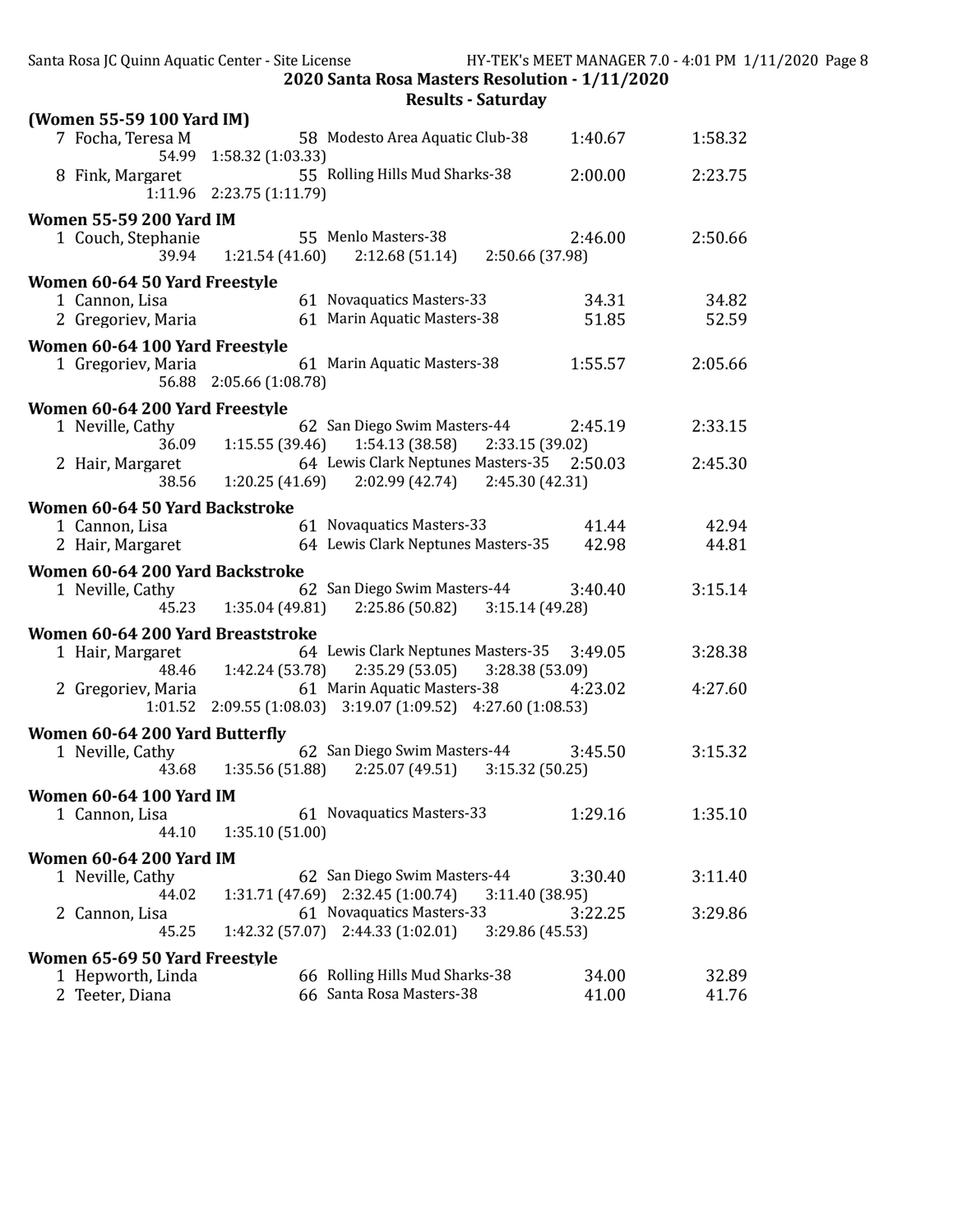## 2020 Santa Rosa Masters Resolution - 1/11/2020

### Results - Saturday

**(Women 55-59 100 Yard IM)**

| Place | Name | Age | Team | Seed Time | Finals Time |
|---|---|---|---|---|---|
| 7 | Focha, Teresa M | 58 | Modesto Area Aquatic Club-38 | 1:40.67 | 1:58.32 |
| | 54.99 &nbsp; 1:58.32 (1:03.33) | | | | |
| 8 | Fink, Margaret | 55 | Rolling Hills Mud Sharks-38 | 2:00.00 | 2:23.75 |
| | 1:11.96 &nbsp; 2:23.75 (1:11.79) | | | | |

**Women 55-59 200 Yard IM**

| Place | Name | Age | Team | Seed Time | Finals Time |
|---|---|---|---|---|---|
| 1 | Couch, Stephanie | 55 | Menlo Masters-38 | 2:46.00 | 2:50.66 |
| | 39.94 &nbsp; 1:21.54 (41.60) &nbsp; 2:12.68 (51.14) &nbsp; 2:50.66 (37.98) | | | | |

**Women 60-64 50 Yard Freestyle**

| Place | Name | Age | Team | Seed Time | Finals Time |
|---|---|---|---|---|---|
| 1 | Cannon, Lisa | 61 | Novaquatics Masters-33 | 34.31 | 34.82 |
| 2 | Gregoriev, Maria | 61 | Marin Aquatic Masters-38 | 51.85 | 52.59 |

**Women 60-64 100 Yard Freestyle**

| Place | Name | Age | Team | Seed Time | Finals Time |
|---|---|---|---|---|---|
| 1 | Gregoriev, Maria | 61 | Marin Aquatic Masters-38 | 1:55.57 | 2:05.66 |
| | 56.88 &nbsp; 2:05.66 (1:08.78) | | | | |

**Women 60-64 200 Yard Freestyle**

| Place | Name | Age | Team | Seed Time | Finals Time |
|---|---|---|---|---|---|
| 1 | Neville, Cathy | 62 | San Diego Swim Masters-44 | 2:45.19 | 2:33.15 |
| | 36.09 &nbsp; 1:15.55 (39.46) &nbsp; 1:54.13 (38.58) &nbsp; 2:33.15 (39.02) | | | | |
| 2 | Hair, Margaret | 64 | Lewis Clark Neptunes Masters-35 | 2:50.03 | 2:45.30 |
| | 38.56 &nbsp; 1:20.25 (41.69) &nbsp; 2:02.99 (42.74) &nbsp; 2:45.30 (42.31) | | | | |

**Women 60-64 50 Yard Backstroke**

| Place | Name | Age | Team | Seed Time | Finals Time |
|---|---|---|---|---|---|
| 1 | Cannon, Lisa | 61 | Novaquatics Masters-33 | 41.44 | 42.94 |
| 2 | Hair, Margaret | 64 | Lewis Clark Neptunes Masters-35 | 42.98 | 44.81 |

**Women 60-64 200 Yard Backstroke**

| Place | Name | Age | Team | Seed Time | Finals Time |
|---|---|---|---|---|---|
| 1 | Neville, Cathy | 62 | San Diego Swim Masters-44 | 3:40.40 | 3:15.14 |
| | 45.23 &nbsp; 1:35.04 (49.81) &nbsp; 2:25.86 (50.82) &nbsp; 3:15.14 (49.28) | | | | |

**Women 60-64 200 Yard Breaststroke**

| Place | Name | Age | Team | Seed Time | Finals Time |
|---|---|---|---|---|---|
| 1 | Hair, Margaret | 64 | Lewis Clark Neptunes Masters-35 | 3:49.05 | 3:28.38 |
| | 48.46 &nbsp; 1:42.24 (53.78) &nbsp; 2:35.29 (53.05) &nbsp; 3:28.38 (53.09) | | | | |
| 2 | Gregoriev, Maria | 61 | Marin Aquatic Masters-38 | 4:23.02 | 4:27.60 |
| | 1:01.52 &nbsp; 2:09.55 (1:08.03) &nbsp; 3:19.07 (1:09.52) &nbsp; 4:27.60 (1:08.53) | | | | |

**Women 60-64 200 Yard Butterfly**

| Place | Name | Age | Team | Seed Time | Finals Time |
|---|---|---|---|---|---|
| 1 | Neville, Cathy | 62 | San Diego Swim Masters-44 | 3:45.50 | 3:15.32 |
| | 43.68 &nbsp; 1:35.56 (51.88) &nbsp; 2:25.07 (49.51) &nbsp; 3:15.32 (50.25) | | | | |

**Women 60-64 100 Yard IM**

| Place | Name | Age | Team | Seed Time | Finals Time |
|---|---|---|---|---|---|
| 1 | Cannon, Lisa | 61 | Novaquatics Masters-33 | 1:29.16 | 1:35.10 |
| | 44.10 &nbsp; 1:35.10 (51.00) | | | | |

**Women 60-64 200 Yard IM**

| Place | Name | Age | Team | Seed Time | Finals Time |
|---|---|---|---|---|---|
| 1 | Neville, Cathy | 62 | San Diego Swim Masters-44 | 3:30.40 | 3:11.40 |
| | 44.02 &nbsp; 1:31.71 (47.69) &nbsp; 2:32.45 (1:00.74) &nbsp; 3:11.40 (38.95) | | | | |
| 2 | Cannon, Lisa | 61 | Novaquatics Masters-33 | 3:22.25 | 3:29.86 |
| | 45.25 &nbsp; 1:42.32 (57.07) &nbsp; 2:44.33 (1:02.01) &nbsp; 3:29.86 (45.53) | | | | |

**Women 65-69 50 Yard Freestyle**

| Place | Name | Age | Team | Seed Time | Finals Time |
|---|---|---|---|---|---|
| 1 | Hepworth, Linda | 66 | Rolling Hills Mud Sharks-38 | 34.00 | 32.89 |
| 2 | Teeter, Diana | 66 | Santa Rosa Masters-38 | 41.00 | 41.76 |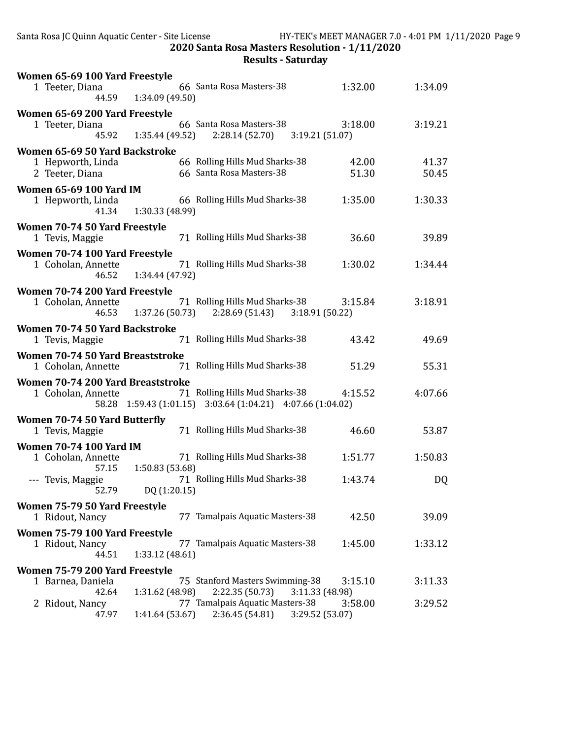## 2020 Santa Rosa Masters Resolution - 1/11/2020

### Results - Saturday

**Women 65-69 100 Yard Freestyle**

| Place | Name | Age | Team | Seed Time | Finals Time |
|---|---|---|---|---|---|
| 1 | Teeter, Diana | 66 | Santa Rosa Masters-38 | 1:32.00 | 1:34.09 |
| | 44.59 | 1:34.09 (49.50) | | | |

**Women 65-69 200 Yard Freestyle**

| Place | Name | Age | Team | Seed Time | Finals Time |
|---|---|---|---|---|---|
| 1 | Teeter, Diana | 66 | Santa Rosa Masters-38 | 3:18.00 | 3:19.21 |
| | 45.92 | 1:35.44 (49.52) | 2:28.14 (52.70) | 3:19.21 (51.07) | |

**Women 65-69 50 Yard Backstroke**

| Place | Name | Age | Team | Seed Time | Finals Time |
|---|---|---|---|---|---|
| 1 | Hepworth, Linda | 66 | Rolling Hills Mud Sharks-38 | 42.00 | 41.37 |
| 2 | Teeter, Diana | 66 | Santa Rosa Masters-38 | 51.30 | 50.45 |

**Women 65-69 100 Yard IM**

| Place | Name | Age | Team | Seed Time | Finals Time |
|---|---|---|---|---|---|
| 1 | Hepworth, Linda | 66 | Rolling Hills Mud Sharks-38 | 1:35.00 | 1:30.33 |
| | 41.34 | 1:30.33 (48.99) | | | |

**Women 70-74 50 Yard Freestyle**

| Place | Name | Age | Team | Seed Time | Finals Time |
|---|---|---|---|---|---|
| 1 | Tevis, Maggie | 71 | Rolling Hills Mud Sharks-38 | 36.60 | 39.89 |

**Women 70-74 100 Yard Freestyle**

| Place | Name | Age | Team | Seed Time | Finals Time |
|---|---|---|---|---|---|
| 1 | Coholan, Annette | 71 | Rolling Hills Mud Sharks-38 | 1:30.02 | 1:34.44 |
| | 46.52 | 1:34.44 (47.92) | | | |

**Women 70-74 200 Yard Freestyle**

| Place | Name | Age | Team | Seed Time | Finals Time |
|---|---|---|---|---|---|
| 1 | Coholan, Annette | 71 | Rolling Hills Mud Sharks-38 | 3:15.84 | 3:18.91 |
| | 46.53 | 1:37.26 (50.73) | 2:28.69 (51.43) | 3:18.91 (50.22) | |

**Women 70-74 50 Yard Backstroke**

| Place | Name | Age | Team | Seed Time | Finals Time |
|---|---|---|---|---|---|
| 1 | Tevis, Maggie | 71 | Rolling Hills Mud Sharks-38 | 43.42 | 49.69 |

**Women 70-74 50 Yard Breaststroke**

| Place | Name | Age | Team | Seed Time | Finals Time |
|---|---|---|---|---|---|
| 1 | Coholan, Annette | 71 | Rolling Hills Mud Sharks-38 | 51.29 | 55.31 |

**Women 70-74 200 Yard Breaststroke**

| Place | Name | Age | Team | Seed Time | Finals Time |
|---|---|---|---|---|---|
| 1 | Coholan, Annette | 71 | Rolling Hills Mud Sharks-38 | 4:15.52 | 4:07.66 |
| | 58.28 | 1:59.43 (1:01.15) | 3:03.64 (1:04.21) | 4:07.66 (1:04.02) | |

**Women 70-74 50 Yard Butterfly**

| Place | Name | Age | Team | Seed Time | Finals Time |
|---|---|---|---|---|---|
| 1 | Tevis, Maggie | 71 | Rolling Hills Mud Sharks-38 | 46.60 | 53.87 |

**Women 70-74 100 Yard IM**

| Place | Name | Age | Team | Seed Time | Finals Time |
|---|---|---|---|---|---|
| 1 | Coholan, Annette | 71 | Rolling Hills Mud Sharks-38 | 1:51.77 | 1:50.83 |
| | 57.15 | 1:50.83 (53.68) | | | |
| --- | Tevis, Maggie | 71 | Rolling Hills Mud Sharks-38 | 1:43.74 | DQ |
| | 52.79 | DQ (1:20.15) | | | |

**Women 75-79 50 Yard Freestyle**

| Place | Name | Age | Team | Seed Time | Finals Time |
|---|---|---|---|---|---|
| 1 | Ridout, Nancy | 77 | Tamalpais Aquatic Masters-38 | 42.50 | 39.09 |

**Women 75-79 100 Yard Freestyle**

| Place | Name | Age | Team | Seed Time | Finals Time |
|---|---|---|---|---|---|
| 1 | Ridout, Nancy | 77 | Tamalpais Aquatic Masters-38 | 1:45.00 | 1:33.12 |
| | 44.51 | 1:33.12 (48.61) | | | |

**Women 75-79 200 Yard Freestyle**

| Place | Name | Age | Team | Seed Time | Finals Time |
|---|---|---|---|---|---|
| 1 | Barnea, Daniela | 75 | Stanford Masters Swimming-38 | 3:15.10 | 3:11.33 |
| | 42.64 | 1:31.62 (48.98) | 2:22.35 (50.73) | 3:11.33 (48.98) | |
| 2 | Ridout, Nancy | 77 | Tamalpais Aquatic Masters-38 | 3:58.00 | 3:29.52 |
| | 47.97 | 1:41.64 (53.67) | 2:36.45 (54.81) | 3:29.52 (53.07) | |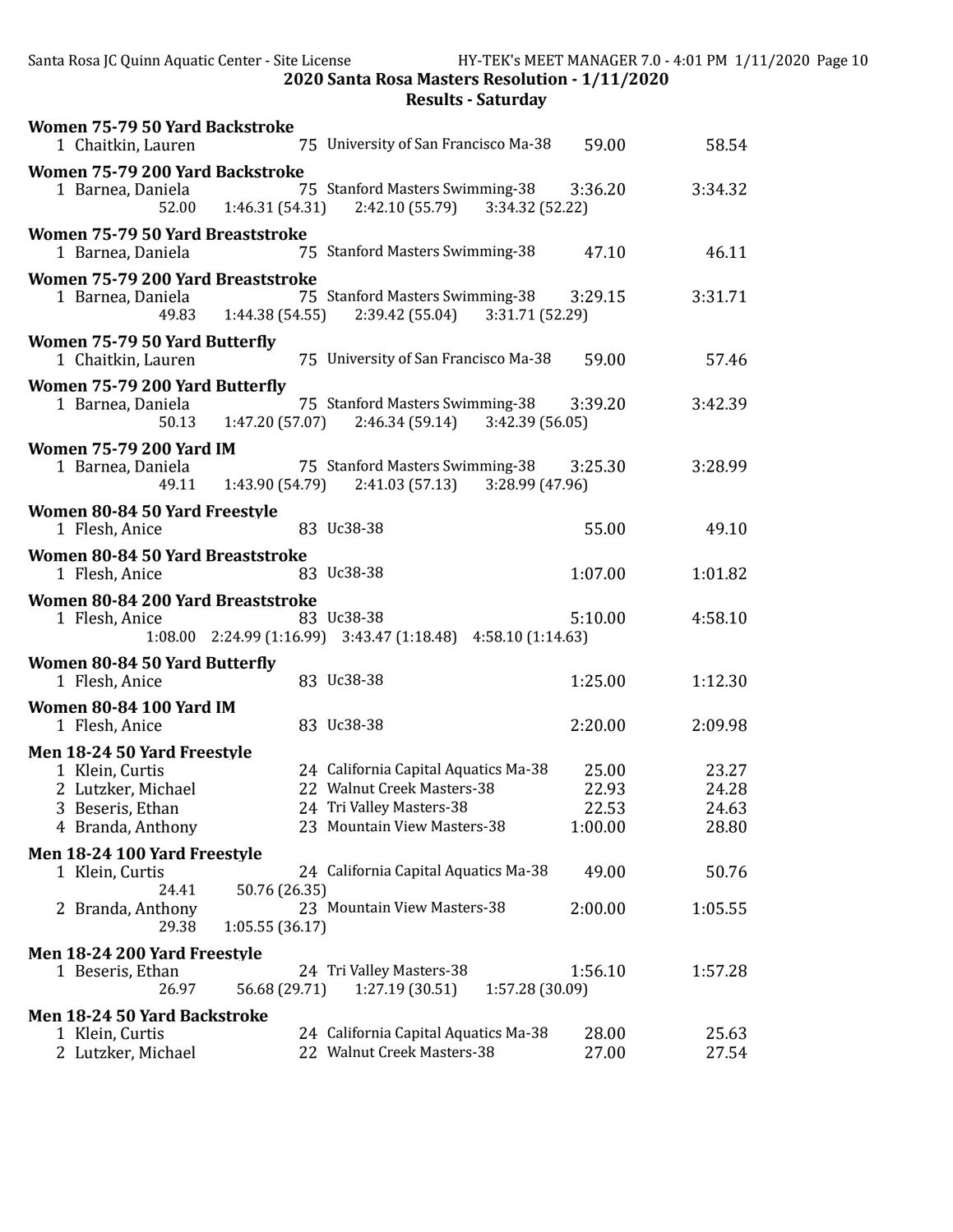## 2020 Santa Rosa Masters Resolution - 1/11/2020

### Results - Saturday

**Women 75-79 50 Yard Backstroke**

1 Chaitkin, Lauren 75 University of San Francisco Ma-38 59.00 58.54

**Women 75-79 200 Yard Backstroke**

1 Barnea, Daniela 75 Stanford Masters Swimming-38 3:36.20 3:34.32
52.00 1:46.31 (54.31) 2:42.10 (55.79) 3:34.32 (52.22)

**Women 75-79 50 Yard Breaststroke**

1 Barnea, Daniela 75 Stanford Masters Swimming-38 47.10 46.11

**Women 75-79 200 Yard Breaststroke**

1 Barnea, Daniela 75 Stanford Masters Swimming-38 3:29.15 3:31.71
49.83 1:44.38 (54.55) 2:39.42 (55.04) 3:31.71 (52.29)

**Women 75-79 50 Yard Butterfly**

1 Chaitkin, Lauren 75 University of San Francisco Ma-38 59.00 57.46

**Women 75-79 200 Yard Butterfly**

1 Barnea, Daniela 75 Stanford Masters Swimming-38 3:39.20 3:42.39
50.13 1:47.20 (57.07) 2:46.34 (59.14) 3:42.39 (56.05)

**Women 75-79 200 Yard IM**

1 Barnea, Daniela 75 Stanford Masters Swimming-38 3:25.30 3:28.99
49.11 1:43.90 (54.79) 2:41.03 (57.13) 3:28.99 (47.96)

**Women 80-84 50 Yard Freestyle**

1 Flesh, Anice 83 Uc38-38 55.00 49.10

**Women 80-84 50 Yard Breaststroke**

1 Flesh, Anice 83 Uc38-38 1:07.00 1:01.82

**Women 80-84 200 Yard Breaststroke**

1 Flesh, Anice 83 Uc38-38 5:10.00 4:58.10
1:08.00 2:24.99 (1:16.99) 3:43.47 (1:18.48) 4:58.10 (1:14.63)

**Women 80-84 50 Yard Butterfly**

1 Flesh, Anice 83 Uc38-38 1:25.00 1:12.30

**Women 80-84 100 Yard IM**

1 Flesh, Anice 83 Uc38-38 2:20.00 2:09.98

**Men 18-24 50 Yard Freestyle**

1 Klein, Curtis 24 California Capital Aquatics Ma-38 25.00 23.27
2 Lutzker, Michael 22 Walnut Creek Masters-38 22.93 24.28
3 Beseris, Ethan 24 Tri Valley Masters-38 22.53 24.63
4 Branda, Anthony 23 Mountain View Masters-38 1:00.00 28.80

**Men 18-24 100 Yard Freestyle**

1 Klein, Curtis 24 California Capital Aquatics Ma-38 49.00 50.76
24.41 50.76 (26.35)
2 Branda, Anthony 23 Mountain View Masters-38 2:00.00 1:05.55
29.38 1:05.55 (36.17)

**Men 18-24 200 Yard Freestyle**

1 Beseris, Ethan 24 Tri Valley Masters-38 1:56.10 1:57.28
26.97 56.68 (29.71) 1:27.19 (30.51) 1:57.28 (30.09)

**Men 18-24 50 Yard Backstroke**

1 Klein, Curtis 24 California Capital Aquatics Ma-38 28.00 25.63
2 Lutzker, Michael 22 Walnut Creek Masters-38 27.00 27.54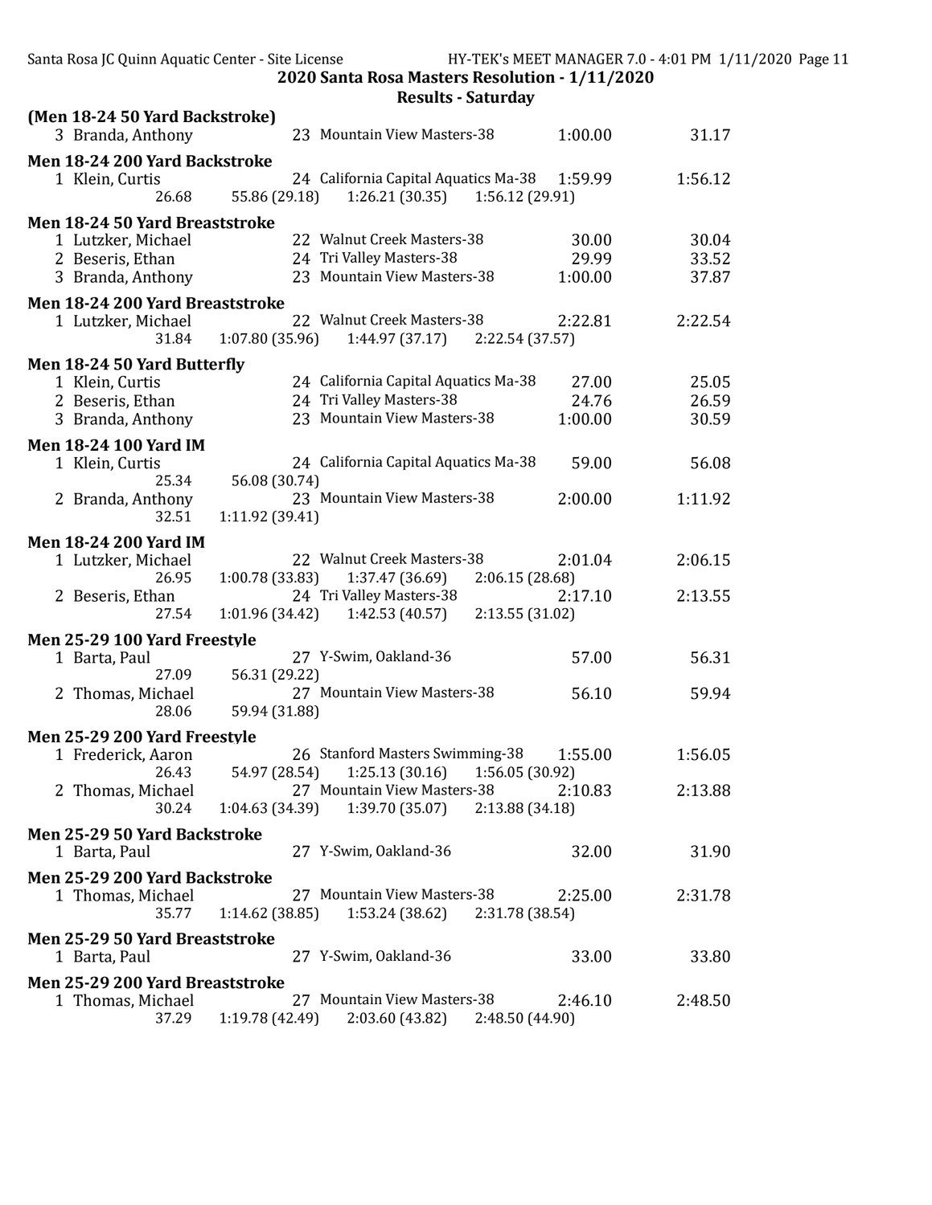## 2020 Santa Rosa Masters Resolution - 1/11/2020

### Results - Saturday

**(Men 18-24 50 Yard Backstroke)**

| Place | Name | Age | Team | Seed Time | Finals Time |
|---|---|---|---|---|---|
| 3 | Branda, Anthony | 23 | Mountain View Masters-38 | 1:00.00 | 31.17 |

**Men 18-24 200 Yard Backstroke**

| Place | Name | Age | Team | Seed Time | Finals Time |
|---|---|---|---|---|---|
| 1 | Klein, Curtis | 24 | California Capital Aquatics Ma-38 | 1:59.99 | 1:56.12 |

26.68 &nbsp; 55.86 (29.18) &nbsp; 1:26.21 (30.35) &nbsp; 1:56.12 (29.91)

**Men 18-24 50 Yard Breaststroke**

| Place | Name | Age | Team | Seed Time | Finals Time |
|---|---|---|---|---|---|
| 1 | Lutzker, Michael | 22 | Walnut Creek Masters-38 | 30.00 | 30.04 |
| 2 | Beseris, Ethan | 24 | Tri Valley Masters-38 | 29.99 | 33.52 |
| 3 | Branda, Anthony | 23 | Mountain View Masters-38 | 1:00.00 | 37.87 |

**Men 18-24 200 Yard Breaststroke**

| Place | Name | Age | Team | Seed Time | Finals Time |
|---|---|---|---|---|---|
| 1 | Lutzker, Michael | 22 | Walnut Creek Masters-38 | 2:22.81 | 2:22.54 |

31.84 &nbsp; 1:07.80 (35.96) &nbsp; 1:44.97 (37.17) &nbsp; 2:22.54 (37.57)

**Men 18-24 50 Yard Butterfly**

| Place | Name | Age | Team | Seed Time | Finals Time |
|---|---|---|---|---|---|
| 1 | Klein, Curtis | 24 | California Capital Aquatics Ma-38 | 27.00 | 25.05 |
| 2 | Beseris, Ethan | 24 | Tri Valley Masters-38 | 24.76 | 26.59 |
| 3 | Branda, Anthony | 23 | Mountain View Masters-38 | 1:00.00 | 30.59 |

**Men 18-24 100 Yard IM**

| Place | Name | Age | Team | Seed Time | Finals Time |
|---|---|---|---|---|---|
| 1 | Klein, Curtis | 24 | California Capital Aquatics Ma-38 | 59.00 | 56.08 |
| | 25.34 &nbsp; 56.08 (30.74) | | | | |
| 2 | Branda, Anthony | 23 | Mountain View Masters-38 | 2:00.00 | 1:11.92 |
| | 32.51 &nbsp; 1:11.92 (39.41) | | | | |

**Men 18-24 200 Yard IM**

| Place | Name | Age | Team | Seed Time | Finals Time |
|---|---|---|---|---|---|
| 1 | Lutzker, Michael | 22 | Walnut Creek Masters-38 | 2:01.04 | 2:06.15 |
| | 26.95 &nbsp; 1:00.78 (33.83) &nbsp; 1:37.47 (36.69) &nbsp; 2:06.15 (28.68) | | | | |
| 2 | Beseris, Ethan | 24 | Tri Valley Masters-38 | 2:17.10 | 2:13.55 |
| | 27.54 &nbsp; 1:01.96 (34.42) &nbsp; 1:42.53 (40.57) &nbsp; 2:13.55 (31.02) | | | | |

**Men 25-29 100 Yard Freestyle**

| Place | Name | Age | Team | Seed Time | Finals Time |
|---|---|---|---|---|---|
| 1 | Barta, Paul | 27 | Y-Swim, Oakland-36 | 57.00 | 56.31 |
| | 27.09 &nbsp; 56.31 (29.22) | | | | |
| 2 | Thomas, Michael | 27 | Mountain View Masters-38 | 56.10 | 59.94 |
| | 28.06 &nbsp; 59.94 (31.88) | | | | |

**Men 25-29 200 Yard Freestyle**

| Place | Name | Age | Team | Seed Time | Finals Time |
|---|---|---|---|---|---|
| 1 | Frederick, Aaron | 26 | Stanford Masters Swimming-38 | 1:55.00 | 1:56.05 |
| | 26.43 &nbsp; 54.97 (28.54) &nbsp; 1:25.13 (30.16) &nbsp; 1:56.05 (30.92) | | | | |
| 2 | Thomas, Michael | 27 | Mountain View Masters-38 | 2:10.83 | 2:13.88 |
| | 30.24 &nbsp; 1:04.63 (34.39) &nbsp; 1:39.70 (35.07) &nbsp; 2:13.88 (34.18) | | | | |

**Men 25-29 50 Yard Backstroke**

| Place | Name | Age | Team | Seed Time | Finals Time |
|---|---|---|---|---|---|
| 1 | Barta, Paul | 27 | Y-Swim, Oakland-36 | 32.00 | 31.90 |

**Men 25-29 200 Yard Backstroke**

| Place | Name | Age | Team | Seed Time | Finals Time |
|---|---|---|---|---|---|
| 1 | Thomas, Michael | 27 | Mountain View Masters-38 | 2:25.00 | 2:31.78 |

35.77 &nbsp; 1:14.62 (38.85) &nbsp; 1:53.24 (38.62) &nbsp; 2:31.78 (38.54)

**Men 25-29 50 Yard Breaststroke**

| Place | Name | Age | Team | Seed Time | Finals Time |
|---|---|---|---|---|---|
| 1 | Barta, Paul | 27 | Y-Swim, Oakland-36 | 33.00 | 33.80 |

**Men 25-29 200 Yard Breaststroke**

| Place | Name | Age | Team | Seed Time | Finals Time |
|---|---|---|---|---|---|
| 1 | Thomas, Michael | 27 | Mountain View Masters-38 | 2:46.10 | 2:48.50 |

37.29 &nbsp; 1:19.78 (42.49) &nbsp; 2:03.60 (43.82) &nbsp; 2:48.50 (44.90)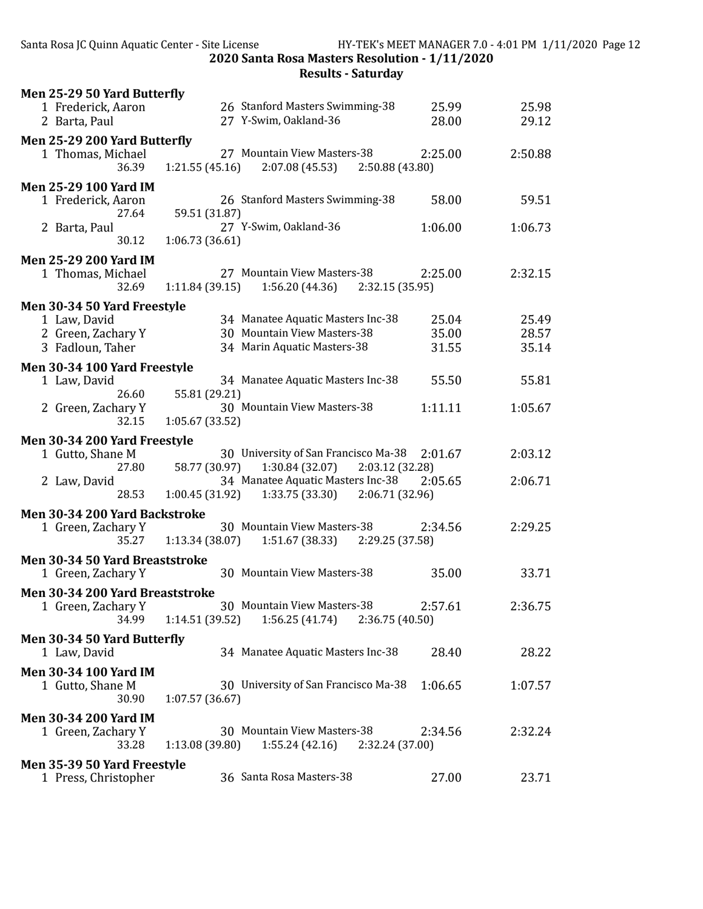## 2020 Santa Rosa Masters Resolution - 1/11/2020

### Results - Saturday

**Men 25-29 50 Yard Butterfly**

| Place | Name | Age | Team | Seed Time | Finals Time |
|---|---|---|---|---|---|
| 1 | Frederick, Aaron | 26 | Stanford Masters Swimming-38 | 25.99 | 25.98 |
| 2 | Barta, Paul | 27 | Y-Swim, Oakland-36 | 28.00 | 29.12 |

**Men 25-29 200 Yard Butterfly**

| Place | Name | Age | Team | Seed Time | Finals Time |
|---|---|---|---|---|---|
| 1 | Thomas, Michael | 27 | Mountain View Masters-38 | 2:25.00 | 2:50.88 |
| | 36.39 | 1:21.55 (45.16) | 2:07.08 (45.53) | 2:50.88 (43.80) | |

**Men 25-29 100 Yard IM**

| Place | Name | Age | Team | Seed Time | Finals Time |
|---|---|---|---|---|---|
| 1 | Frederick, Aaron | 26 | Stanford Masters Swimming-38 | 58.00 | 59.51 |
| | 27.64 | 59.51 (31.87) | | | |
| 2 | Barta, Paul | 27 | Y-Swim, Oakland-36 | 1:06.00 | 1:06.73 |
| | 30.12 | 1:06.73 (36.61) | | | |

**Men 25-29 200 Yard IM**

| Place | Name | Age | Team | Seed Time | Finals Time |
|---|---|---|---|---|---|
| 1 | Thomas, Michael | 27 | Mountain View Masters-38 | 2:25.00 | 2:32.15 |
| | 32.69 | 1:11.84 (39.15) | 1:56.20 (44.36) | 2:32.15 (35.95) | |

**Men 30-34 50 Yard Freestyle**

| Place | Name | Age | Team | Seed Time | Finals Time |
|---|---|---|---|---|---|
| 1 | Law, David | 34 | Manatee Aquatic Masters Inc-38 | 25.04 | 25.49 |
| 2 | Green, Zachary Y | 30 | Mountain View Masters-38 | 35.00 | 28.57 |
| 3 | Fadloun, Taher | 34 | Marin Aquatic Masters-38 | 31.55 | 35.14 |

**Men 30-34 100 Yard Freestyle**

| Place | Name | Age | Team | Seed Time | Finals Time |
|---|---|---|---|---|---|
| 1 | Law, David | 34 | Manatee Aquatic Masters Inc-38 | 55.50 | 55.81 |
| | 26.60 | 55.81 (29.21) | | | |
| 2 | Green, Zachary Y | 30 | Mountain View Masters-38 | 1:11.11 | 1:05.67 |
| | 32.15 | 1:05.67 (33.52) | | | |

**Men 30-34 200 Yard Freestyle**

| Place | Name | Age | Team | Seed Time | Finals Time |
|---|---|---|---|---|---|
| 1 | Gutto, Shane M | 30 | University of San Francisco Ma-38 | 2:01.67 | 2:03.12 |
| | 27.80 | 58.77 (30.97) | 1:30.84 (32.07) | 2:03.12 (32.28) | |
| 2 | Law, David | 34 | Manatee Aquatic Masters Inc-38 | 2:05.65 | 2:06.71 |
| | 28.53 | 1:00.45 (31.92) | 1:33.75 (33.30) | 2:06.71 (32.96) | |

**Men 30-34 200 Yard Backstroke**

| Place | Name | Age | Team | Seed Time | Finals Time |
|---|---|---|---|---|---|
| 1 | Green, Zachary Y | 30 | Mountain View Masters-38 | 2:34.56 | 2:29.25 |
| | 35.27 | 1:13.34 (38.07) | 1:51.67 (38.33) | 2:29.25 (37.58) | |

**Men 30-34 50 Yard Breaststroke**

| Place | Name | Age | Team | Seed Time | Finals Time |
|---|---|---|---|---|---|
| 1 | Green, Zachary Y | 30 | Mountain View Masters-38 | 35.00 | 33.71 |

**Men 30-34 200 Yard Breaststroke**

| Place | Name | Age | Team | Seed Time | Finals Time |
|---|---|---|---|---|---|
| 1 | Green, Zachary Y | 30 | Mountain View Masters-38 | 2:57.61 | 2:36.75 |
| | 34.99 | 1:14.51 (39.52) | 1:56.25 (41.74) | 2:36.75 (40.50) | |

**Men 30-34 50 Yard Butterfly**

| Place | Name | Age | Team | Seed Time | Finals Time |
|---|---|---|---|---|---|
| 1 | Law, David | 34 | Manatee Aquatic Masters Inc-38 | 28.40 | 28.22 |

**Men 30-34 100 Yard IM**

| Place | Name | Age | Team | Seed Time | Finals Time |
|---|---|---|---|---|---|
| 1 | Gutto, Shane M | 30 | University of San Francisco Ma-38 | 1:06.65 | 1:07.57 |
| | 30.90 | 1:07.57 (36.67) | | | |

**Men 30-34 200 Yard IM**

| Place | Name | Age | Team | Seed Time | Finals Time |
|---|---|---|---|---|---|
| 1 | Green, Zachary Y | 30 | Mountain View Masters-38 | 2:34.56 | 2:32.24 |
| | 33.28 | 1:13.08 (39.80) | 1:55.24 (42.16) | 2:32.24 (37.00) | |

**Men 35-39 50 Yard Freestyle**

| Place | Name | Age | Team | Seed Time | Finals Time |
|---|---|---|---|---|---|
| 1 | Press, Christopher | 36 | Santa Rosa Masters-38 | 27.00 | 23.71 |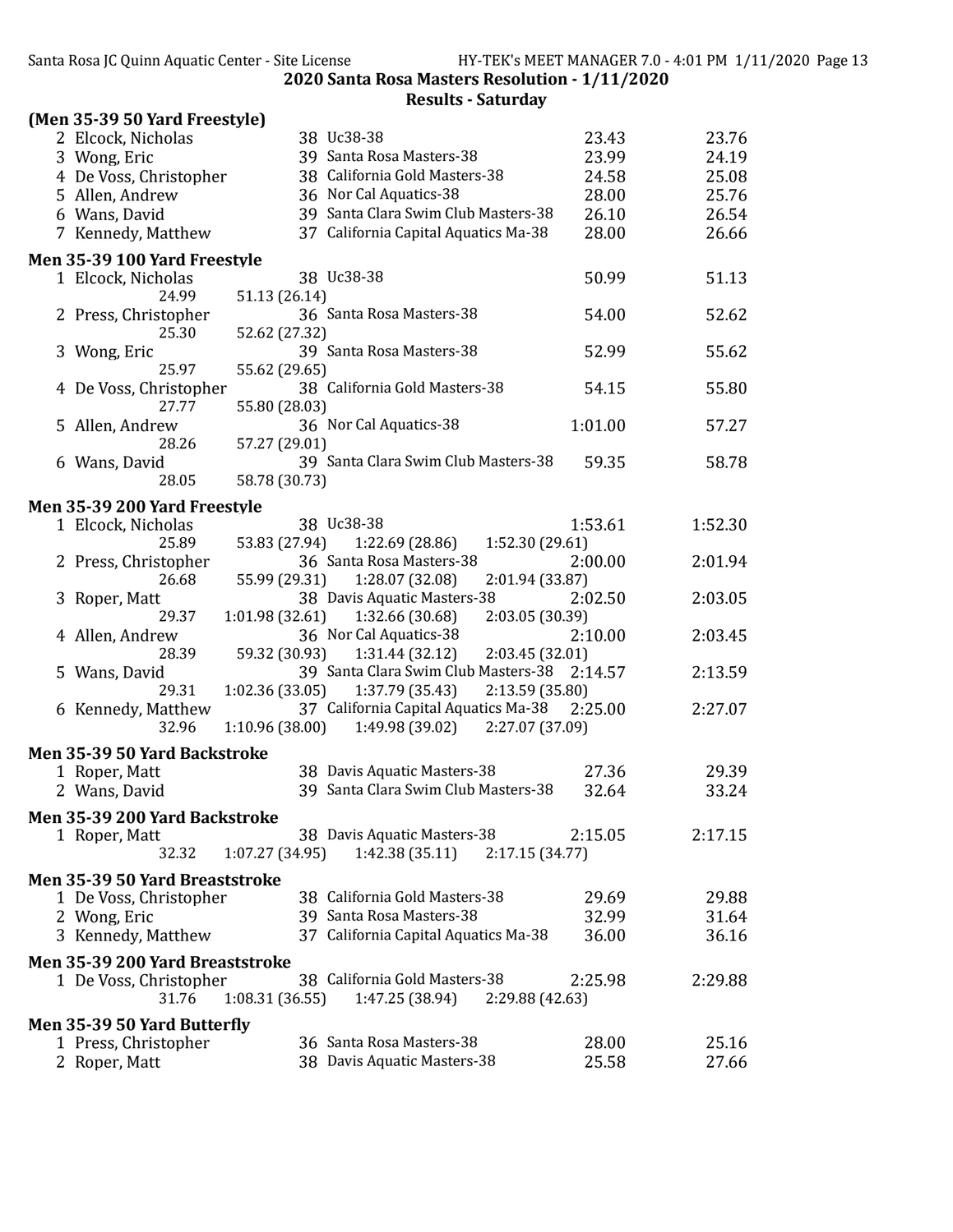## 2020 Santa Rosa Masters Resolution - 1/11/2020

### Results - Saturday

**(Men 35-39 50 Yard Freestyle)**

| Place | Name | Age | Team | Seed Time | Finals Time |
|---|---|---|---|---|---|
| 2 | Elcock, Nicholas | 38 | Uc38-38 | 23.43 | 23.76 |
| 3 | Wong, Eric | 39 | Santa Rosa Masters-38 | 23.99 | 24.19 |
| 4 | De Voss, Christopher | 38 | California Gold Masters-38 | 24.58 | 25.08 |
| 5 | Allen, Andrew | 36 | Nor Cal Aquatics-38 | 28.00 | 25.76 |
| 6 | Wans, David | 39 | Santa Clara Swim Club Masters-38 | 26.10 | 26.54 |
| 7 | Kennedy, Matthew | 37 | California Capital Aquatics Ma-38 | 28.00 | 26.66 |

**Men 35-39 100 Yard Freestyle**

| Place | Name | Age | Team | Seed Time | Finals Time |
|---|---|---|---|---|---|
| 1 | Elcock, Nicholas | 38 | Uc38-38 | 50.99 | 51.13 |
| | 24.99 | 51.13 (26.14) | | | |
| 2 | Press, Christopher | 36 | Santa Rosa Masters-38 | 54.00 | 52.62 |
| | 25.30 | 52.62 (27.32) | | | |
| 3 | Wong, Eric | 39 | Santa Rosa Masters-38 | 52.99 | 55.62 |
| | 25.97 | 55.62 (29.65) | | | |
| 4 | De Voss, Christopher | 38 | California Gold Masters-38 | 54.15 | 55.80 |
| | 27.77 | 55.80 (28.03) | | | |
| 5 | Allen, Andrew | 36 | Nor Cal Aquatics-38 | 1:01.00 | 57.27 |
| | 28.26 | 57.27 (29.01) | | | |
| 6 | Wans, David | 39 | Santa Clara Swim Club Masters-38 | 59.35 | 58.78 |
| | 28.05 | 58.78 (30.73) | | | |

**Men 35-39 200 Yard Freestyle**

| Place | Name | Age | Team | Seed Time | Finals Time |
|---|---|---|---|---|---|
| 1 | Elcock, Nicholas | 38 | Uc38-38 | 1:53.61 | 1:52.30 |
| | 25.89 | 53.83 (27.94) | 1:22.69 (28.86) | 1:52.30 (29.61) | |
| 2 | Press, Christopher | 36 | Santa Rosa Masters-38 | 2:00.00 | 2:01.94 |
| | 26.68 | 55.99 (29.31) | 1:28.07 (32.08) | 2:01.94 (33.87) | |
| 3 | Roper, Matt | 38 | Davis Aquatic Masters-38 | 2:02.50 | 2:03.05 |
| | 29.37 | 1:01.98 (32.61) | 1:32.66 (30.68) | 2:03.05 (30.39) | |
| 4 | Allen, Andrew | 36 | Nor Cal Aquatics-38 | 2:10.00 | 2:03.45 |
| | 28.39 | 59.32 (30.93) | 1:31.44 (32.12) | 2:03.45 (32.01) | |
| 5 | Wans, David | 39 | Santa Clara Swim Club Masters-38 | 2:14.57 | 2:13.59 |
| | 29.31 | 1:02.36 (33.05) | 1:37.79 (35.43) | 2:13.59 (35.80) | |
| 6 | Kennedy, Matthew | 37 | California Capital Aquatics Ma-38 | 2:25.00 | 2:27.07 |
| | 32.96 | 1:10.96 (38.00) | 1:49.98 (39.02) | 2:27.07 (37.09) | |

**Men 35-39 50 Yard Backstroke**

| Place | Name | Age | Team | Seed Time | Finals Time |
|---|---|---|---|---|---|
| 1 | Roper, Matt | 38 | Davis Aquatic Masters-38 | 27.36 | 29.39 |
| 2 | Wans, David | 39 | Santa Clara Swim Club Masters-38 | 32.64 | 33.24 |

**Men 35-39 200 Yard Backstroke**

| Place | Name | Age | Team | Seed Time | Finals Time |
|---|---|---|---|---|---|
| 1 | Roper, Matt | 38 | Davis Aquatic Masters-38 | 2:15.05 | 2:17.15 |
| | 32.32 | 1:07.27 (34.95) | 1:42.38 (35.11) | 2:17.15 (34.77) | |

**Men 35-39 50 Yard Breaststroke**

| Place | Name | Age | Team | Seed Time | Finals Time |
|---|---|---|---|---|---|
| 1 | De Voss, Christopher | 38 | California Gold Masters-38 | 29.69 | 29.88 |
| 2 | Wong, Eric | 39 | Santa Rosa Masters-38 | 32.99 | 31.64 |
| 3 | Kennedy, Matthew | 37 | California Capital Aquatics Ma-38 | 36.00 | 36.16 |

**Men 35-39 200 Yard Breaststroke**

| Place | Name | Age | Team | Seed Time | Finals Time |
|---|---|---|---|---|---|
| 1 | De Voss, Christopher | 38 | California Gold Masters-38 | 2:25.98 | 2:29.88 |
| | 31.76 | 1:08.31 (36.55) | 1:47.25 (38.94) | 2:29.88 (42.63) | |

**Men 35-39 50 Yard Butterfly**

| Place | Name | Age | Team | Seed Time | Finals Time |
|---|---|---|---|---|---|
| 1 | Press, Christopher | 36 | Santa Rosa Masters-38 | 28.00 | 25.16 |
| 2 | Roper, Matt | 38 | Davis Aquatic Masters-38 | 25.58 | 27.66 |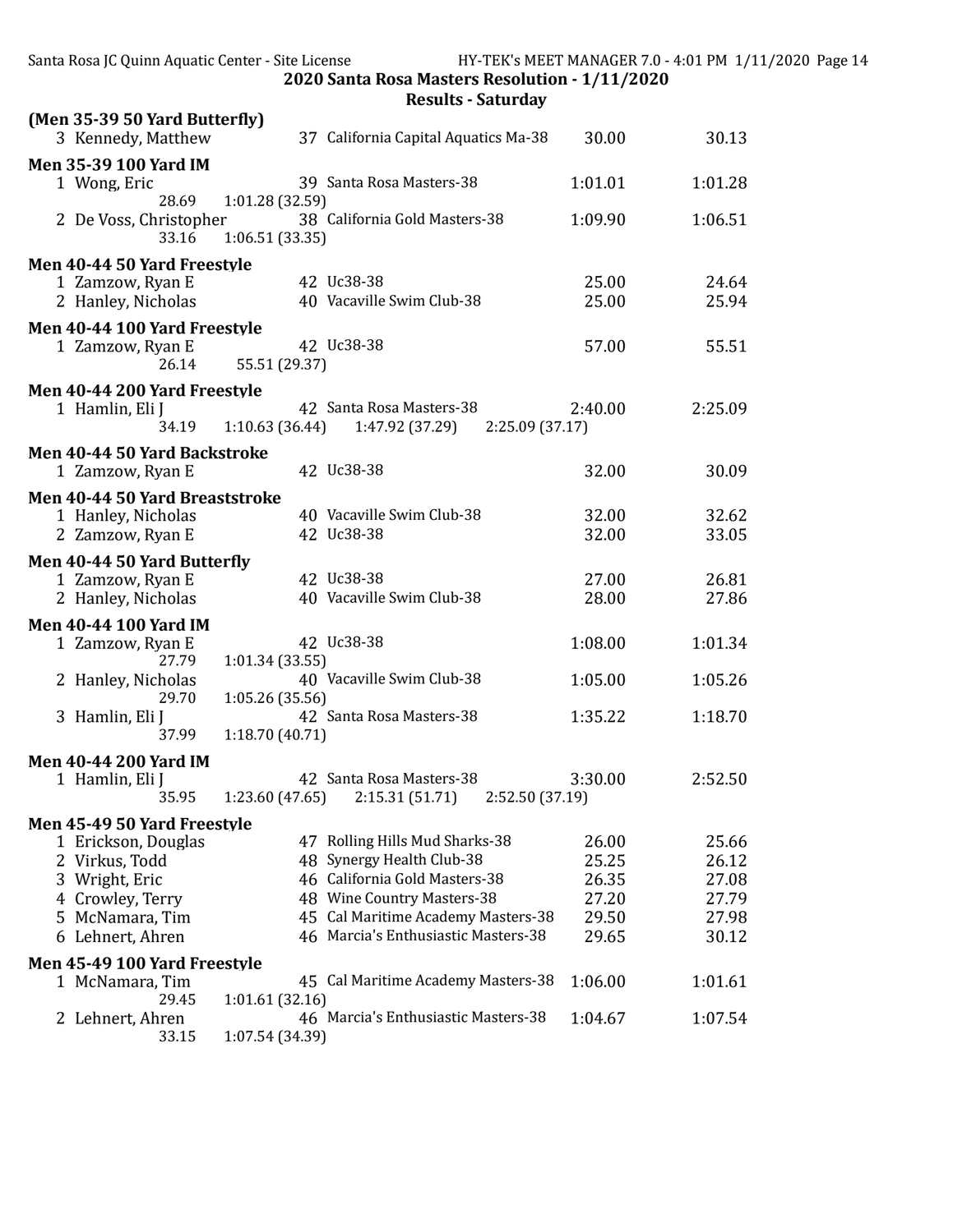## 2020 Santa Rosa Masters Resolution - 1/11/2020

### Results - Saturday

**(Men 35-39 50 Yard Butterfly)**

| Place | Name | Age | Team | Seed Time | Finals Time |
|---|---|---|---|---|---|
| 3 | Kennedy, Matthew | 37 | California Capital Aquatics Ma-38 | 30.00 | 30.13 |

**Men 35-39 100 Yard IM**

| Place | Name | Age | Team | Seed Time | Finals Time |
|---|---|---|---|---|---|
| 1 | Wong, Eric | 39 | Santa Rosa Masters-38 | 1:01.01 | 1:01.28 |
| | 28.69 &nbsp; 1:01.28 (32.59) | | | | |
| 2 | De Voss, Christopher | 38 | California Gold Masters-38 | 1:09.90 | 1:06.51 |
| | 33.16 &nbsp; 1:06.51 (33.35) | | | | |

**Men 40-44 50 Yard Freestyle**

| Place | Name | Age | Team | Seed Time | Finals Time |
|---|---|---|---|---|---|
| 1 | Zamzow, Ryan E | 42 | Uc38-38 | 25.00 | 24.64 |
| 2 | Hanley, Nicholas | 40 | Vacaville Swim Club-38 | 25.00 | 25.94 |

**Men 40-44 100 Yard Freestyle**

| Place | Name | Age | Team | Seed Time | Finals Time |
|---|---|---|---|---|---|
| 1 | Zamzow, Ryan E | 42 | Uc38-38 | 57.00 | 55.51 |
| | 26.14 &nbsp; 55.51 (29.37) | | | | |

**Men 40-44 200 Yard Freestyle**

| Place | Name | Age | Team | Seed Time | Finals Time |
|---|---|---|---|---|---|
| 1 | Hamlin, Eli J | 42 | Santa Rosa Masters-38 | 2:40.00 | 2:25.09 |
| | 34.19 &nbsp; 1:10.63 (36.44) &nbsp; 1:47.92 (37.29) &nbsp; 2:25.09 (37.17) | | | | |

**Men 40-44 50 Yard Backstroke**

| Place | Name | Age | Team | Seed Time | Finals Time |
|---|---|---|---|---|---|
| 1 | Zamzow, Ryan E | 42 | Uc38-38 | 32.00 | 30.09 |

**Men 40-44 50 Yard Breaststroke**

| Place | Name | Age | Team | Seed Time | Finals Time |
|---|---|---|---|---|---|
| 1 | Hanley, Nicholas | 40 | Vacaville Swim Club-38 | 32.00 | 32.62 |
| 2 | Zamzow, Ryan E | 42 | Uc38-38 | 32.00 | 33.05 |

**Men 40-44 50 Yard Butterfly**

| Place | Name | Age | Team | Seed Time | Finals Time |
|---|---|---|---|---|---|
| 1 | Zamzow, Ryan E | 42 | Uc38-38 | 27.00 | 26.81 |
| 2 | Hanley, Nicholas | 40 | Vacaville Swim Club-38 | 28.00 | 27.86 |

**Men 40-44 100 Yard IM**

| Place | Name | Age | Team | Seed Time | Finals Time |
|---|---|---|---|---|---|
| 1 | Zamzow, Ryan E | 42 | Uc38-38 | 1:08.00 | 1:01.34 |
| | 27.79 &nbsp; 1:01.34 (33.55) | | | | |
| 2 | Hanley, Nicholas | 40 | Vacaville Swim Club-38 | 1:05.00 | 1:05.26 |
| | 29.70 &nbsp; 1:05.26 (35.56) | | | | |
| 3 | Hamlin, Eli J | 42 | Santa Rosa Masters-38 | 1:35.22 | 1:18.70 |
| | 37.99 &nbsp; 1:18.70 (40.71) | | | | |

**Men 40-44 200 Yard IM**

| Place | Name | Age | Team | Seed Time | Finals Time |
|---|---|---|---|---|---|
| 1 | Hamlin, Eli J | 42 | Santa Rosa Masters-38 | 3:30.00 | 2:52.50 |
| | 35.95 &nbsp; 1:23.60 (47.65) &nbsp; 2:15.31 (51.71) &nbsp; 2:52.50 (37.19) | | | | |

**Men 45-49 50 Yard Freestyle**

| Place | Name | Age | Team | Seed Time | Finals Time |
|---|---|---|---|---|---|
| 1 | Erickson, Douglas | 47 | Rolling Hills Mud Sharks-38 | 26.00 | 25.66 |
| 2 | Virkus, Todd | 48 | Synergy Health Club-38 | 25.25 | 26.12 |
| 3 | Wright, Eric | 46 | California Gold Masters-38 | 26.35 | 27.08 |
| 4 | Crowley, Terry | 48 | Wine Country Masters-38 | 27.20 | 27.79 |
| 5 | McNamara, Tim | 45 | Cal Maritime Academy Masters-38 | 29.50 | 27.98 |
| 6 | Lehnert, Ahren | 46 | Marcia's Enthusiastic Masters-38 | 29.65 | 30.12 |

**Men 45-49 100 Yard Freestyle**

| Place | Name | Age | Team | Seed Time | Finals Time |
|---|---|---|---|---|---|
| 1 | McNamara, Tim | 45 | Cal Maritime Academy Masters-38 | 1:06.00 | 1:01.61 |
| | 29.45 &nbsp; 1:01.61 (32.16) | | | | |
| 2 | Lehnert, Ahren | 46 | Marcia's Enthusiastic Masters-38 | 1:04.67 | 1:07.54 |
| | 33.15 &nbsp; 1:07.54 (34.39) | | | | |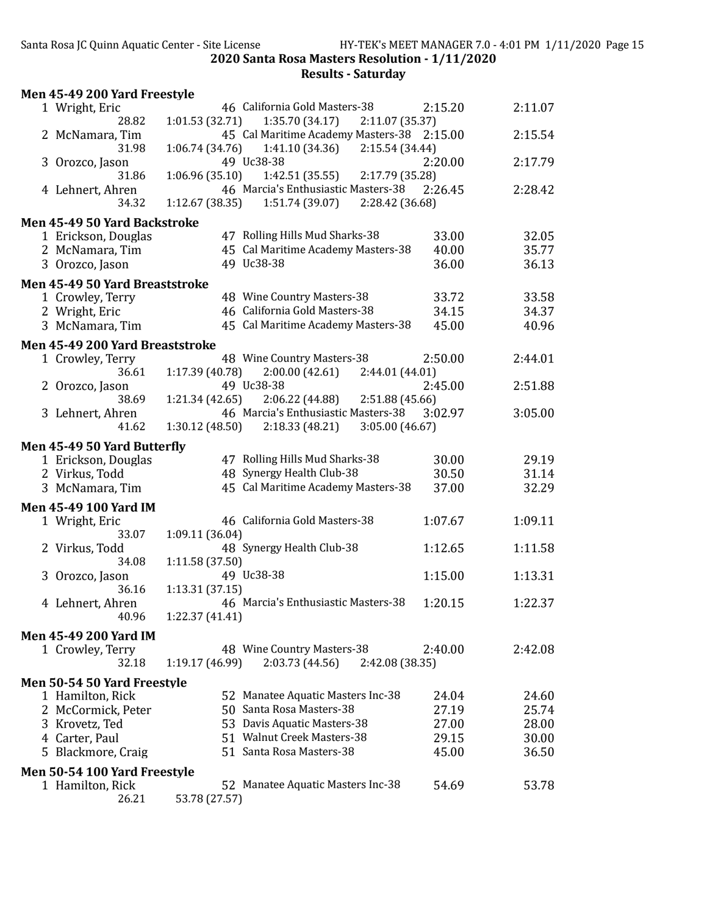## 2020 Santa Rosa Masters Resolution - 1/11/2020

### Results - Saturday

**Men 45-49 200 Yard Freestyle**

| Place | Name | Age | Team | Seed Time | Finals Time |
|---|---|---|---|---|---|
| 1 | Wright, Eric | 46 | California Gold Masters-38 | 2:15.20 | 2:11.07 |
| | 28.82 | 1:01.53 (32.71) | 1:35.70 (34.17) | 2:11.07 (35.37) | |
| 2 | McNamara, Tim | 45 | Cal Maritime Academy Masters-38 | 2:15.00 | 2:15.54 |
| | 31.98 | 1:06.74 (34.76) | 1:41.10 (34.36) | 2:15.54 (34.44) | |
| 3 | Orozco, Jason | 49 | Uc38-38 | 2:20.00 | 2:17.79 |
| | 31.86 | 1:06.96 (35.10) | 1:42.51 (35.55) | 2:17.79 (35.28) | |
| 4 | Lehnert, Ahren | 46 | Marcia's Enthusiastic Masters-38 | 2:26.45 | 2:28.42 |
| | 34.32 | 1:12.67 (38.35) | 1:51.74 (39.07) | 2:28.42 (36.68) | |

**Men 45-49 50 Yard Backstroke**

| Place | Name | Age | Team | Seed Time | Finals Time |
|---|---|---|---|---|---|
| 1 | Erickson, Douglas | 47 | Rolling Hills Mud Sharks-38 | 33.00 | 32.05 |
| 2 | McNamara, Tim | 45 | Cal Maritime Academy Masters-38 | 40.00 | 35.77 |
| 3 | Orozco, Jason | 49 | Uc38-38 | 36.00 | 36.13 |

**Men 45-49 50 Yard Breaststroke**

| Place | Name | Age | Team | Seed Time | Finals Time |
|---|---|---|---|---|---|
| 1 | Crowley, Terry | 48 | Wine Country Masters-38 | 33.72 | 33.58 |
| 2 | Wright, Eric | 46 | California Gold Masters-38 | 34.15 | 34.37 |
| 3 | McNamara, Tim | 45 | Cal Maritime Academy Masters-38 | 45.00 | 40.96 |

**Men 45-49 200 Yard Breaststroke**

| Place | Name | Age | Team | Seed Time | Finals Time |
|---|---|---|---|---|---|
| 1 | Crowley, Terry | 48 | Wine Country Masters-38 | 2:50.00 | 2:44.01 |
| | 36.61 | 1:17.39 (40.78) | 2:00.00 (42.61) | 2:44.01 (44.01) | |
| 2 | Orozco, Jason | 49 | Uc38-38 | 2:45.00 | 2:51.88 |
| | 38.69 | 1:21.34 (42.65) | 2:06.22 (44.88) | 2:51.88 (45.66) | |
| 3 | Lehnert, Ahren | 46 | Marcia's Enthusiastic Masters-38 | 3:02.97 | 3:05.00 |
| | 41.62 | 1:30.12 (48.50) | 2:18.33 (48.21) | 3:05.00 (46.67) | |

**Men 45-49 50 Yard Butterfly**

| Place | Name | Age | Team | Seed Time | Finals Time |
|---|---|---|---|---|---|
| 1 | Erickson, Douglas | 47 | Rolling Hills Mud Sharks-38 | 30.00 | 29.19 |
| 2 | Virkus, Todd | 48 | Synergy Health Club-38 | 30.50 | 31.14 |
| 3 | McNamara, Tim | 45 | Cal Maritime Academy Masters-38 | 37.00 | 32.29 |

**Men 45-49 100 Yard IM**

| Place | Name | Age | Team | Seed Time | Finals Time |
|---|---|---|---|---|---|
| 1 | Wright, Eric | 46 | California Gold Masters-38 | 1:07.67 | 1:09.11 |
| | 33.07 | 1:09.11 (36.04) | | | |
| 2 | Virkus, Todd | 48 | Synergy Health Club-38 | 1:12.65 | 1:11.58 |
| | 34.08 | 1:11.58 (37.50) | | | |
| 3 | Orozco, Jason | 49 | Uc38-38 | 1:15.00 | 1:13.31 |
| | 36.16 | 1:13.31 (37.15) | | | |
| 4 | Lehnert, Ahren | 46 | Marcia's Enthusiastic Masters-38 | 1:20.15 | 1:22.37 |
| | 40.96 | 1:22.37 (41.41) | | | |

**Men 45-49 200 Yard IM**

| Place | Name | Age | Team | Seed Time | Finals Time |
|---|---|---|---|---|---|
| 1 | Crowley, Terry | 48 | Wine Country Masters-38 | 2:40.00 | 2:42.08 |
| | 32.18 | 1:19.17 (46.99) | 2:03.73 (44.56) | 2:42.08 (38.35) | |

**Men 50-54 50 Yard Freestyle**

| Place | Name | Age | Team | Seed Time | Finals Time |
|---|---|---|---|---|---|
| 1 | Hamilton, Rick | 52 | Manatee Aquatic Masters Inc-38 | 24.04 | 24.60 |
| 2 | McCormick, Peter | 50 | Santa Rosa Masters-38 | 27.19 | 25.74 |
| 3 | Krovetz, Ted | 53 | Davis Aquatic Masters-38 | 27.00 | 28.00 |
| 4 | Carter, Paul | 51 | Walnut Creek Masters-38 | 29.15 | 30.00 |
| 5 | Blackmore, Craig | 51 | Santa Rosa Masters-38 | 45.00 | 36.50 |

**Men 50-54 100 Yard Freestyle**

| Place | Name | Age | Team | Seed Time | Finals Time |
|---|---|---|---|---|---|
| 1 | Hamilton, Rick | 52 | Manatee Aquatic Masters Inc-38 | 54.69 | 53.78 |
| | 26.21 | 53.78 (27.57) | | | |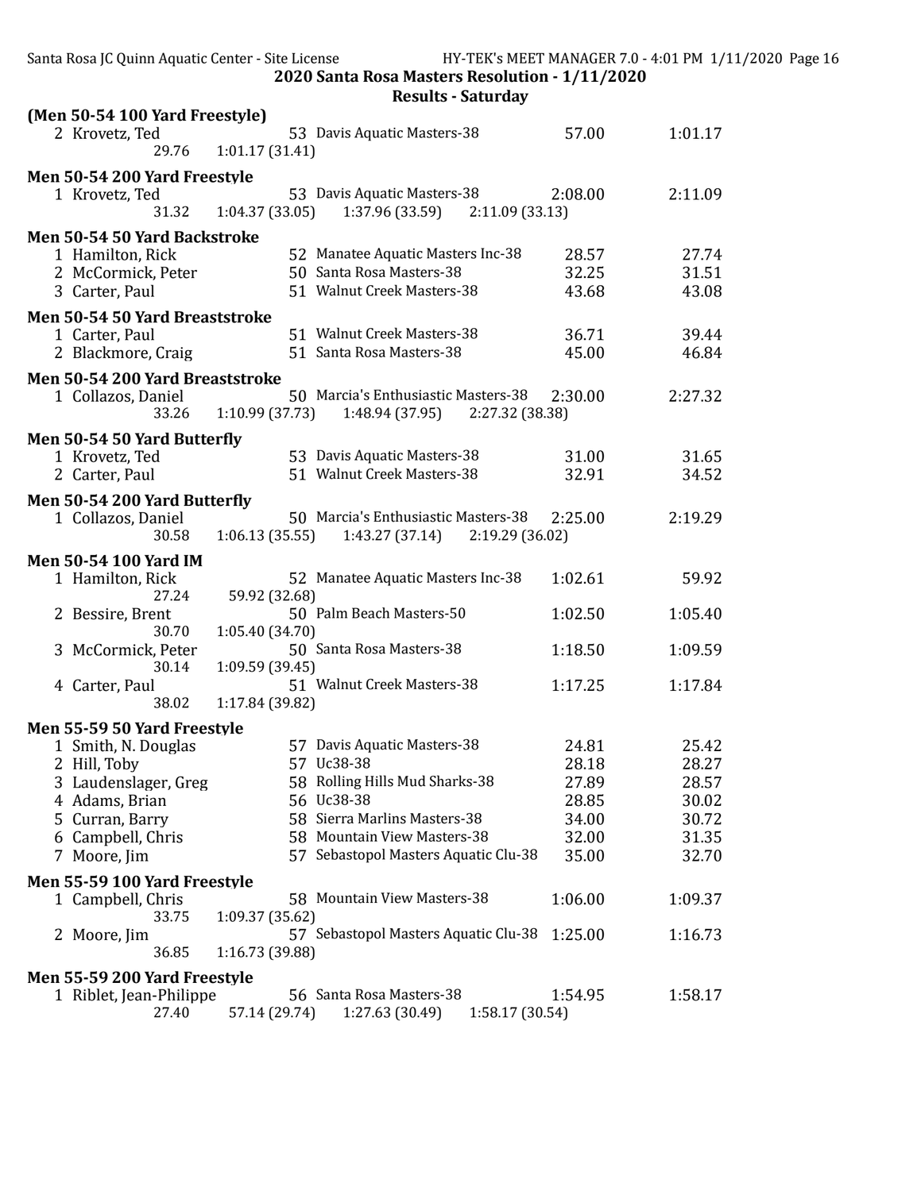## 2020 Santa Rosa Masters Resolution - 1/11/2020

### Results - Saturday

**(Men 50-54 100 Yard Freestyle)**

| Place | Name | Age | Team | Seed Time | Finals Time |
|---|---|---|---|---|---|
| 2 | Krovetz, Ted | 53 | Davis Aquatic Masters-38 | 57.00 | 1:01.17 |
| | 29.76 | 1:01.17 (31.41) | | | |

**Men 50-54 200 Yard Freestyle**

| Place | Name | Age | Team | Seed Time | Finals Time |
|---|---|---|---|---|---|
| 1 | Krovetz, Ted | 53 | Davis Aquatic Masters-38 | 2:08.00 | 2:11.09 |
| | 31.32 | 1:04.37 (33.05) | 1:37.96 (33.59) | 2:11.09 (33.13) | |

**Men 50-54 50 Yard Backstroke**

| Place | Name | Age | Team | Seed Time | Finals Time |
|---|---|---|---|---|---|
| 1 | Hamilton, Rick | 52 | Manatee Aquatic Masters Inc-38 | 28.57 | 27.74 |
| 2 | McCormick, Peter | 50 | Santa Rosa Masters-38 | 32.25 | 31.51 |
| 3 | Carter, Paul | 51 | Walnut Creek Masters-38 | 43.68 | 43.08 |

**Men 50-54 50 Yard Breaststroke**

| Place | Name | Age | Team | Seed Time | Finals Time |
|---|---|---|---|---|---|
| 1 | Carter, Paul | 51 | Walnut Creek Masters-38 | 36.71 | 39.44 |
| 2 | Blackmore, Craig | 51 | Santa Rosa Masters-38 | 45.00 | 46.84 |

**Men 50-54 200 Yard Breaststroke**

| Place | Name | Age | Team | Seed Time | Finals Time |
|---|---|---|---|---|---|
| 1 | Collazos, Daniel | 50 | Marcia's Enthusiastic Masters-38 | 2:30.00 | 2:27.32 |
| | 33.26 | 1:10.99 (37.73) | 1:48.94 (37.95) | 2:27.32 (38.38) | |

**Men 50-54 50 Yard Butterfly**

| Place | Name | Age | Team | Seed Time | Finals Time |
|---|---|---|---|---|---|
| 1 | Krovetz, Ted | 53 | Davis Aquatic Masters-38 | 31.00 | 31.65 |
| 2 | Carter, Paul | 51 | Walnut Creek Masters-38 | 32.91 | 34.52 |

**Men 50-54 200 Yard Butterfly**

| Place | Name | Age | Team | Seed Time | Finals Time |
|---|---|---|---|---|---|
| 1 | Collazos, Daniel | 50 | Marcia's Enthusiastic Masters-38 | 2:25.00 | 2:19.29 |
| | 30.58 | 1:06.13 (35.55) | 1:43.27 (37.14) | 2:19.29 (36.02) | |

**Men 50-54 100 Yard IM**

| Place | Name | Age | Team | Seed Time | Finals Time |
|---|---|---|---|---|---|
| 1 | Hamilton, Rick | 52 | Manatee Aquatic Masters Inc-38 | 1:02.61 | 59.92 |
| | 27.24 | 59.92 (32.68) | | | |
| 2 | Bessire, Brent | 50 | Palm Beach Masters-50 | 1:02.50 | 1:05.40 |
| | 30.70 | 1:05.40 (34.70) | | | |
| 3 | McCormick, Peter | 50 | Santa Rosa Masters-38 | 1:18.50 | 1:09.59 |
| | 30.14 | 1:09.59 (39.45) | | | |
| 4 | Carter, Paul | 51 | Walnut Creek Masters-38 | 1:17.25 | 1:17.84 |
| | 38.02 | 1:17.84 (39.82) | | | |

**Men 55-59 50 Yard Freestyle**

| Place | Name | Age | Team | Seed Time | Finals Time |
|---|---|---|---|---|---|
| 1 | Smith, N. Douglas | 57 | Davis Aquatic Masters-38 | 24.81 | 25.42 |
| 2 | Hill, Toby | 57 | Uc38-38 | 28.18 | 28.27 |
| 3 | Laudenslager, Greg | 58 | Rolling Hills Mud Sharks-38 | 27.89 | 28.57 |
| 4 | Adams, Brian | 56 | Uc38-38 | 28.85 | 30.02 |
| 5 | Curran, Barry | 58 | Sierra Marlins Masters-38 | 34.00 | 30.72 |
| 6 | Campbell, Chris | 58 | Mountain View Masters-38 | 32.00 | 31.35 |
| 7 | Moore, Jim | 57 | Sebastopol Masters Aquatic Clu-38 | 35.00 | 32.70 |

**Men 55-59 100 Yard Freestyle**

| Place | Name | Age | Team | Seed Time | Finals Time |
|---|---|---|---|---|---|
| 1 | Campbell, Chris | 58 | Mountain View Masters-38 | 1:06.00 | 1:09.37 |
| | 33.75 | 1:09.37 (35.62) | | | |
| 2 | Moore, Jim | 57 | Sebastopol Masters Aquatic Clu-38 | 1:25.00 | 1:16.73 |
| | 36.85 | 1:16.73 (39.88) | | | |

**Men 55-59 200 Yard Freestyle**

| Place | Name | Age | Team | Seed Time | Finals Time |
|---|---|---|---|---|---|
| 1 | Riblet, Jean-Philippe | 56 | Santa Rosa Masters-38 | 1:54.95 | 1:58.17 |
| | 27.40 | 57.14 (29.74) | 1:27.63 (30.49) | 1:58.17 (30.54) | |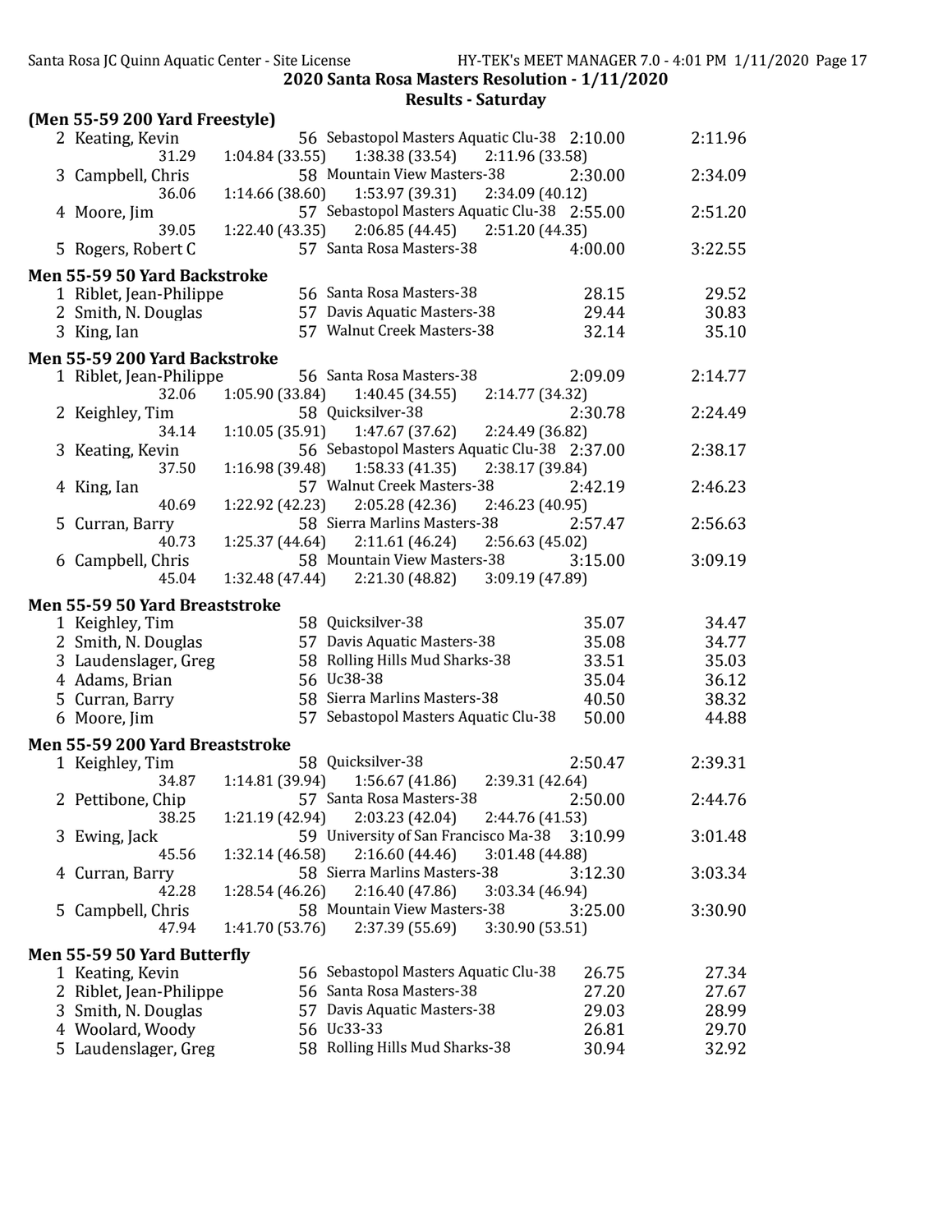## 2020 Santa Rosa Masters Resolution - 1/11/2020

### Results - Saturday

**(Men 55-59 200 Yard Freestyle)**

| Place | Name | Age | Team | Seed Time | Finals Time |
|---|---|---|---|---|---|
| 2 | Keating, Kevin | 56 | Sebastopol Masters Aquatic Clu-38 | 2:10.00 | 2:11.96 |
| | 31.29 | 1:04.84 (33.55) | 1:38.38 (33.54) | 2:11.96 (33.58) | |
| 3 | Campbell, Chris | 58 | Mountain View Masters-38 | 2:30.00 | 2:34.09 |
| | 36.06 | 1:14.66 (38.60) | 1:53.97 (39.31) | 2:34.09 (40.12) | |
| 4 | Moore, Jim | 57 | Sebastopol Masters Aquatic Clu-38 | 2:55.00 | 2:51.20 |
| | 39.05 | 1:22.40 (43.35) | 2:06.85 (44.45) | 2:51.20 (44.35) | |
| 5 | Rogers, Robert C | 57 | Santa Rosa Masters-38 | 4:00.00 | 3:22.55 |

**Men 55-59 50 Yard Backstroke**

| Place | Name | Age | Team | Seed Time | Finals Time |
|---|---|---|---|---|---|
| 1 | Riblet, Jean-Philippe | 56 | Santa Rosa Masters-38 | 28.15 | 29.52 |
| 2 | Smith, N. Douglas | 57 | Davis Aquatic Masters-38 | 29.44 | 30.83 |
| 3 | King, Ian | 57 | Walnut Creek Masters-38 | 32.14 | 35.10 |

**Men 55-59 200 Yard Backstroke**

| Place | Name | Age | Team | Seed Time | Finals Time |
|---|---|---|---|---|---|
| 1 | Riblet, Jean-Philippe | 56 | Santa Rosa Masters-38 | 2:09.09 | 2:14.77 |
| | 32.06 | 1:05.90 (33.84) | 1:40.45 (34.55) | 2:14.77 (34.32) | |
| 2 | Keighley, Tim | 58 | Quicksilver-38 | 2:30.78 | 2:24.49 |
| | 34.14 | 1:10.05 (35.91) | 1:47.67 (37.62) | 2:24.49 (36.82) | |
| 3 | Keating, Kevin | 56 | Sebastopol Masters Aquatic Clu-38 | 2:37.00 | 2:38.17 |
| | 37.50 | 1:16.98 (39.48) | 1:58.33 (41.35) | 2:38.17 (39.84) | |
| 4 | King, Ian | 57 | Walnut Creek Masters-38 | 2:42.19 | 2:46.23 |
| | 40.69 | 1:22.92 (42.23) | 2:05.28 (42.36) | 2:46.23 (40.95) | |
| 5 | Curran, Barry | 58 | Sierra Marlins Masters-38 | 2:57.47 | 2:56.63 |
| | 40.73 | 1:25.37 (44.64) | 2:11.61 (46.24) | 2:56.63 (45.02) | |
| 6 | Campbell, Chris | 58 | Mountain View Masters-38 | 3:15.00 | 3:09.19 |
| | 45.04 | 1:32.48 (47.44) | 2:21.30 (48.82) | 3:09.19 (47.89) | |

**Men 55-59 50 Yard Breaststroke**

| Place | Name | Age | Team | Seed Time | Finals Time |
|---|---|---|---|---|---|
| 1 | Keighley, Tim | 58 | Quicksilver-38 | 35.07 | 34.47 |
| 2 | Smith, N. Douglas | 57 | Davis Aquatic Masters-38 | 35.08 | 34.77 |
| 3 | Laudenslager, Greg | 58 | Rolling Hills Mud Sharks-38 | 33.51 | 35.03 |
| 4 | Adams, Brian | 56 | Uc38-38 | 35.04 | 36.12 |
| 5 | Curran, Barry | 58 | Sierra Marlins Masters-38 | 40.50 | 38.32 |
| 6 | Moore, Jim | 57 | Sebastopol Masters Aquatic Clu-38 | 50.00 | 44.88 |

**Men 55-59 200 Yard Breaststroke**

| Place | Name | Age | Team | Seed Time | Finals Time |
|---|---|---|---|---|---|
| 1 | Keighley, Tim | 58 | Quicksilver-38 | 2:50.47 | 2:39.31 |
| | 34.87 | 1:14.81 (39.94) | 1:56.67 (41.86) | 2:39.31 (42.64) | |
| 2 | Pettibone, Chip | 57 | Santa Rosa Masters-38 | 2:50.00 | 2:44.76 |
| | 38.25 | 1:21.19 (42.94) | 2:03.23 (42.04) | 2:44.76 (41.53) | |
| 3 | Ewing, Jack | 59 | University of San Francisco Ma-38 | 3:10.99 | 3:01.48 |
| | 45.56 | 1:32.14 (46.58) | 2:16.60 (44.46) | 3:01.48 (44.88) | |
| 4 | Curran, Barry | 58 | Sierra Marlins Masters-38 | 3:12.30 | 3:03.34 |
| | 42.28 | 1:28.54 (46.26) | 2:16.40 (47.86) | 3:03.34 (46.94) | |
| 5 | Campbell, Chris | 58 | Mountain View Masters-38 | 3:25.00 | 3:30.90 |
| | 47.94 | 1:41.70 (53.76) | 2:37.39 (55.69) | 3:30.90 (53.51) | |

**Men 55-59 50 Yard Butterfly**

| Place | Name | Age | Team | Seed Time | Finals Time |
|---|---|---|---|---|---|
| 1 | Keating, Kevin | 56 | Sebastopol Masters Aquatic Clu-38 | 26.75 | 27.34 |
| 2 | Riblet, Jean-Philippe | 56 | Santa Rosa Masters-38 | 27.20 | 27.67 |
| 3 | Smith, N. Douglas | 57 | Davis Aquatic Masters-38 | 29.03 | 28.99 |
| 4 | Woolard, Woody | 56 | Uc33-33 | 26.81 | 29.70 |
| 5 | Laudenslager, Greg | 58 | Rolling Hills Mud Sharks-38 | 30.94 | 32.92 |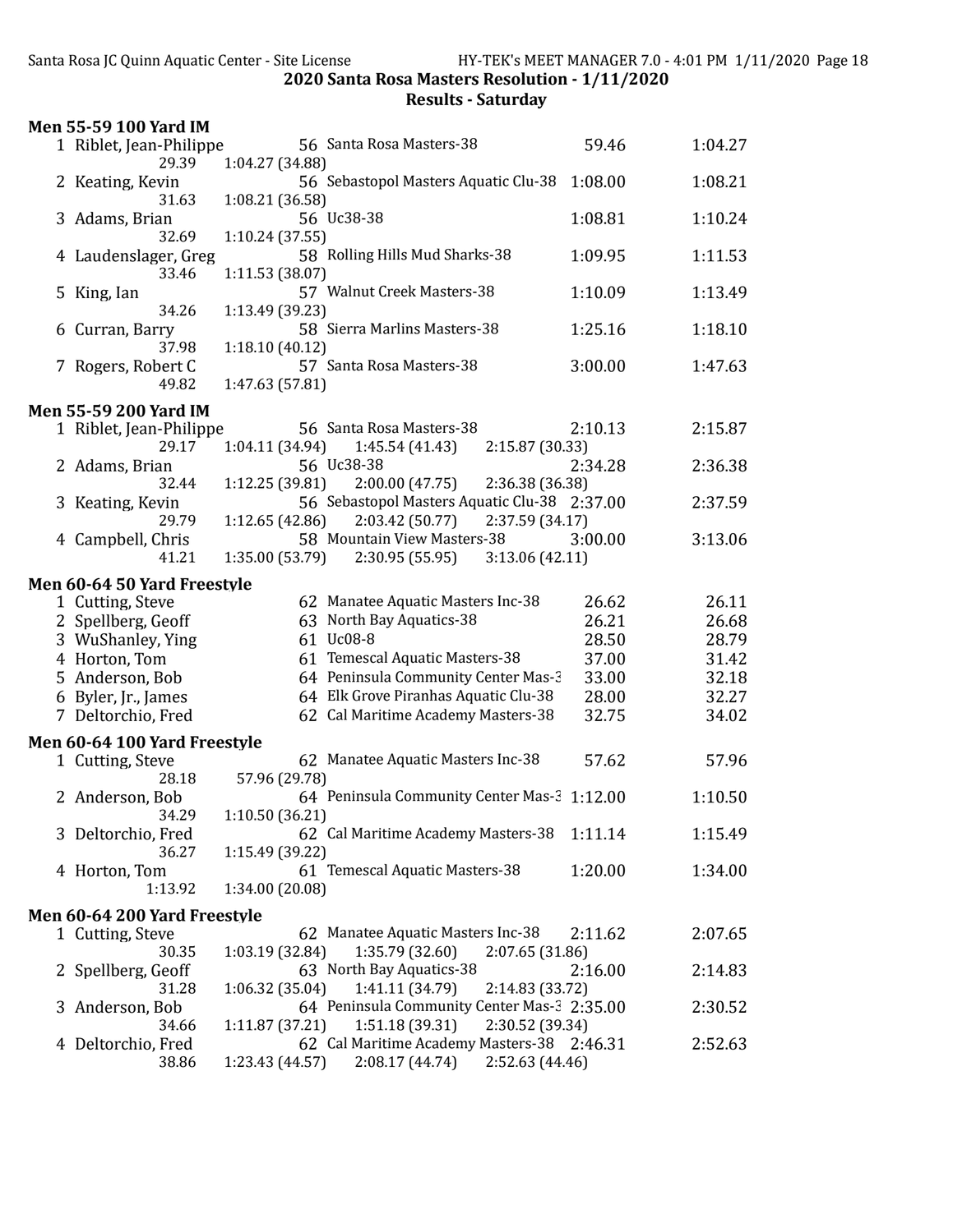# 2020 Santa Rosa Masters Resolution - 1/11/2020

## Results - Saturday

### Men 55-59 100 Yard IM

| Place | Name | Age | Team | Seed Time | Finals Time |
|---|---|---|---|---|---|
| 1 | Riblet, Jean-Philippe | 56 | Santa Rosa Masters-38 | 59.46 | 1:04.27 |
| | 29.39 | 1:04.27 (34.88) | | | |
| 2 | Keating, Kevin | 56 | Sebastopol Masters Aquatic Clu-38 | 1:08.00 | 1:08.21 |
| | 31.63 | 1:08.21 (36.58) | | | |
| 3 | Adams, Brian | 56 | Uc38-38 | 1:08.81 | 1:10.24 |
| | 32.69 | 1:10.24 (37.55) | | | |
| 4 | Laudenslager, Greg | 58 | Rolling Hills Mud Sharks-38 | 1:09.95 | 1:11.53 |
| | 33.46 | 1:11.53 (38.07) | | | |
| 5 | King, Ian | 57 | Walnut Creek Masters-38 | 1:10.09 | 1:13.49 |
| | 34.26 | 1:13.49 (39.23) | | | |
| 6 | Curran, Barry | 58 | Sierra Marlins Masters-38 | 1:25.16 | 1:18.10 |
| | 37.98 | 1:18.10 (40.12) | | | |
| 7 | Rogers, Robert C | 57 | Santa Rosa Masters-38 | 3:00.00 | 1:47.63 |
| | 49.82 | 1:47.63 (57.81) | | | |

### Men 55-59 200 Yard IM

| Place | Name | Age | Team | Seed Time | Finals Time |
|---|---|---|---|---|---|
| 1 | Riblet, Jean-Philippe | 56 | Santa Rosa Masters-38 | 2:10.13 | 2:15.87 |
| | 29.17 | 1:04.11 (34.94) | 1:45.54 (41.43) | 2:15.87 (30.33) | |
| 2 | Adams, Brian | 56 | Uc38-38 | 2:34.28 | 2:36.38 |
| | 32.44 | 1:12.25 (39.81) | 2:00.00 (47.75) | 2:36.38 (36.38) | |
| 3 | Keating, Kevin | 56 | Sebastopol Masters Aquatic Clu-38 | 2:37.00 | 2:37.59 |
| | 29.79 | 1:12.65 (42.86) | 2:03.42 (50.77) | 2:37.59 (34.17) | |
| 4 | Campbell, Chris | 58 | Mountain View Masters-38 | 3:00.00 | 3:13.06 |
| | 41.21 | 1:35.00 (53.79) | 2:30.95 (55.95) | 3:13.06 (42.11) | |

### Men 60-64 50 Yard Freestyle

| Place | Name | Age | Team | Seed Time | Finals Time |
|---|---|---|---|---|---|
| 1 | Cutting, Steve | 62 | Manatee Aquatic Masters Inc-38 | 26.62 | 26.11 |
| 2 | Spellberg, Geoff | 63 | North Bay Aquatics-38 | 26.21 | 26.68 |
| 3 | WuShanley, Ying | 61 | Uc08-8 | 28.50 | 28.79 |
| 4 | Horton, Tom | 61 | Temescal Aquatic Masters-38 | 37.00 | 31.42 |
| 5 | Anderson, Bob | 64 | Peninsula Community Center Mas-3 | 33.00 | 32.18 |
| 6 | Byler, Jr., James | 64 | Elk Grove Piranhas Aquatic Clu-38 | 28.00 | 32.27 |
| 7 | Deltorchio, Fred | 62 | Cal Maritime Academy Masters-38 | 32.75 | 34.02 |

### Men 60-64 100 Yard Freestyle

| Place | Name | Age | Team | Seed Time | Finals Time |
|---|---|---|---|---|---|
| 1 | Cutting, Steve | 62 | Manatee Aquatic Masters Inc-38 | 57.62 | 57.96 |
| | 28.18 | 57.96 (29.78) | | | |
| 2 | Anderson, Bob | 64 | Peninsula Community Center Mas-3 | 1:12.00 | 1:10.50 |
| | 34.29 | 1:10.50 (36.21) | | | |
| 3 | Deltorchio, Fred | 62 | Cal Maritime Academy Masters-38 | 1:11.14 | 1:15.49 |
| | 36.27 | 1:15.49 (39.22) | | | |
| 4 | Horton, Tom | 61 | Temescal Aquatic Masters-38 | 1:20.00 | 1:34.00 |
| | 1:13.92 | 1:34.00 (20.08) | | | |

### Men 60-64 200 Yard Freestyle

| Place | Name | Age | Team | Seed Time | Finals Time |
|---|---|---|---|---|---|
| 1 | Cutting, Steve | 62 | Manatee Aquatic Masters Inc-38 | 2:11.62 | 2:07.65 |
| | 30.35 | 1:03.19 (32.84) | 1:35.79 (32.60) | 2:07.65 (31.86) | |
| 2 | Spellberg, Geoff | 63 | North Bay Aquatics-38 | 2:16.00 | 2:14.83 |
| | 31.28 | 1:06.32 (35.04) | 1:41.11 (34.79) | 2:14.83 (33.72) | |
| 3 | Anderson, Bob | 64 | Peninsula Community Center Mas-3 | 2:35.00 | 2:30.52 |
| | 34.66 | 1:11.87 (37.21) | 1:51.18 (39.31) | 2:30.52 (39.34) | |
| 4 | Deltorchio, Fred | 62 | Cal Maritime Academy Masters-38 | 2:46.31 | 2:52.63 |
| | 38.86 | 1:23.43 (44.57) | 2:08.17 (44.74) | 2:52.63 (44.46) | |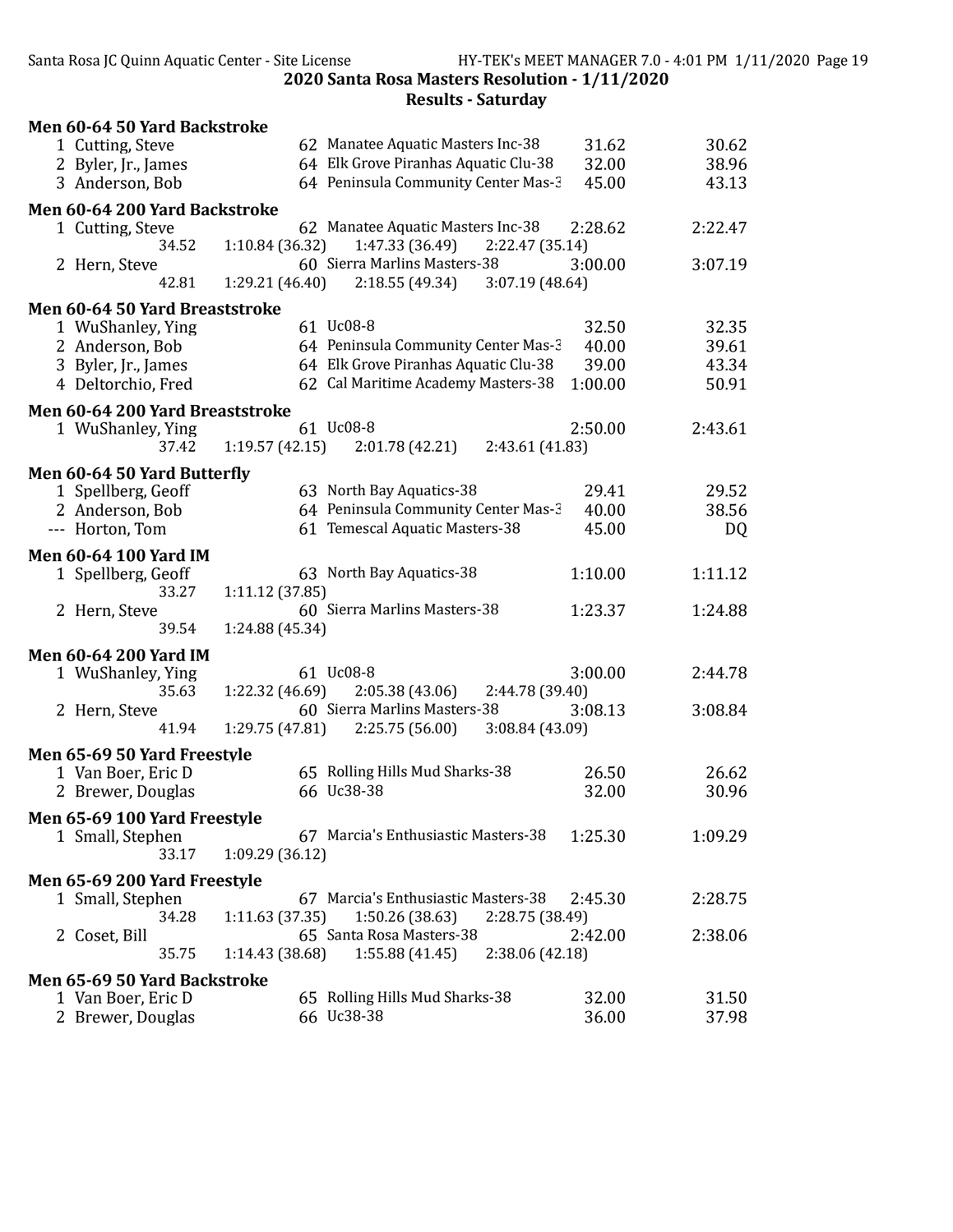## 2020 Santa Rosa Masters Resolution - 1/11/2020

### Results - Saturday

**Men 60-64 50 Yard Backstroke**

| Place | Name | Age | Team | Seed Time | Finals Time |
|---|---|---|---|---|---|
| 1 | Cutting, Steve | 62 | Manatee Aquatic Masters Inc-38 | 31.62 | 30.62 |
| 2 | Byler, Jr., James | 64 | Elk Grove Piranhas Aquatic Clu-38 | 32.00 | 38.96 |
| 3 | Anderson, Bob | 64 | Peninsula Community Center Mas-3 | 45.00 | 43.13 |

**Men 60-64 200 Yard Backstroke**

| Place | Name | Age | Team | Seed Time | Finals Time |
|---|---|---|---|---|---|
| 1 | Cutting, Steve | 62 | Manatee Aquatic Masters Inc-38 | 2:28.62 | 2:22.47 |
| | 34.52 | 1:10.84 (36.32) | 1:47.33 (36.49) | 2:22.47 (35.14) | |
| 2 | Hern, Steve | 60 | Sierra Marlins Masters-38 | 3:00.00 | 3:07.19 |
| | 42.81 | 1:29.21 (46.40) | 2:18.55 (49.34) | 3:07.19 (48.64) | |

**Men 60-64 50 Yard Breaststroke**

| Place | Name | Age | Team | Seed Time | Finals Time |
|---|---|---|---|---|---|
| 1 | WuShanley, Ying | 61 | Uc08-8 | 32.50 | 32.35 |
| 2 | Anderson, Bob | 64 | Peninsula Community Center Mas-3 | 40.00 | 39.61 |
| 3 | Byler, Jr., James | 64 | Elk Grove Piranhas Aquatic Clu-38 | 39.00 | 43.34 |
| 4 | Deltorchio, Fred | 62 | Cal Maritime Academy Masters-38 | 1:00.00 | 50.91 |

**Men 60-64 200 Yard Breaststroke**

| Place | Name | Age | Team | Seed Time | Finals Time |
|---|---|---|---|---|---|
| 1 | WuShanley, Ying | 61 | Uc08-8 | 2:50.00 | 2:43.61 |
| | 37.42 | 1:19.57 (42.15) | 2:01.78 (42.21) | 2:43.61 (41.83) | |

**Men 60-64 50 Yard Butterfly**

| Place | Name | Age | Team | Seed Time | Finals Time |
|---|---|---|---|---|---|
| 1 | Spellberg, Geoff | 63 | North Bay Aquatics-38 | 29.41 | 29.52 |
| 2 | Anderson, Bob | 64 | Peninsula Community Center Mas-3 | 40.00 | 38.56 |
| --- | Horton, Tom | 61 | Temescal Aquatic Masters-38 | 45.00 | DQ |

**Men 60-64 100 Yard IM**

| Place | Name | Age | Team | Seed Time | Finals Time |
|---|---|---|---|---|---|
| 1 | Spellberg, Geoff | 63 | North Bay Aquatics-38 | 1:10.00 | 1:11.12 |
| | 33.27 | 1:11.12 (37.85) | | | |
| 2 | Hern, Steve | 60 | Sierra Marlins Masters-38 | 1:23.37 | 1:24.88 |
| | 39.54 | 1:24.88 (45.34) | | | |

**Men 60-64 200 Yard IM**

| Place | Name | Age | Team | Seed Time | Finals Time |
|---|---|---|---|---|---|
| 1 | WuShanley, Ying | 61 | Uc08-8 | 3:00.00 | 2:44.78 |
| | 35.63 | 1:22.32 (46.69) | 2:05.38 (43.06) | 2:44.78 (39.40) | |
| 2 | Hern, Steve | 60 | Sierra Marlins Masters-38 | 3:08.13 | 3:08.84 |
| | 41.94 | 1:29.75 (47.81) | 2:25.75 (56.00) | 3:08.84 (43.09) | |

**Men 65-69 50 Yard Freestyle**

| Place | Name | Age | Team | Seed Time | Finals Time |
|---|---|---|---|---|---|
| 1 | Van Boer, Eric D | 65 | Rolling Hills Mud Sharks-38 | 26.50 | 26.62 |
| 2 | Brewer, Douglas | 66 | Uc38-38 | 32.00 | 30.96 |

**Men 65-69 100 Yard Freestyle**

| Place | Name | Age | Team | Seed Time | Finals Time |
|---|---|---|---|---|---|
| 1 | Small, Stephen | 67 | Marcia's Enthusiastic Masters-38 | 1:25.30 | 1:09.29 |
| | 33.17 | 1:09.29 (36.12) | | | |

**Men 65-69 200 Yard Freestyle**

| Place | Name | Age | Team | Seed Time | Finals Time |
|---|---|---|---|---|---|
| 1 | Small, Stephen | 67 | Marcia's Enthusiastic Masters-38 | 2:45.30 | 2:28.75 |
| | 34.28 | 1:11.63 (37.35) | 1:50.26 (38.63) | 2:28.75 (38.49) | |
| 2 | Coset, Bill | 65 | Santa Rosa Masters-38 | 2:42.00 | 2:38.06 |
| | 35.75 | 1:14.43 (38.68) | 1:55.88 (41.45) | 2:38.06 (42.18) | |

**Men 65-69 50 Yard Backstroke**

| Place | Name | Age | Team | Seed Time | Finals Time |
|---|---|---|---|---|---|
| 1 | Van Boer, Eric D | 65 | Rolling Hills Mud Sharks-38 | 32.00 | 31.50 |
| 2 | Brewer, Douglas | 66 | Uc38-38 | 36.00 | 37.98 |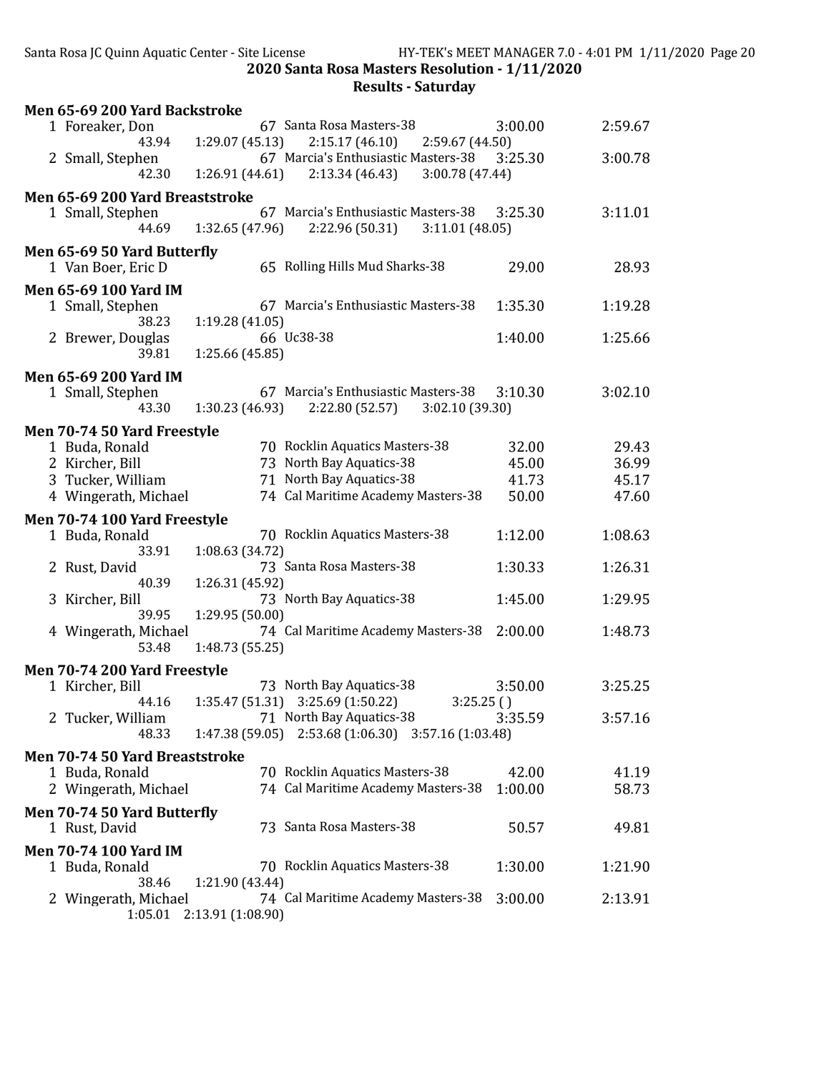## 2020 Santa Rosa Masters Resolution - 1/11/2020

### Results - Saturday

**Men 65-69 200 Yard Backstroke**

```
  1 Foreaker, Don               67 Santa Rosa Masters-38           3:00.00        2:59.67
        43.94     1:29.07 (45.13)    2:15.17 (46.10)    2:59.67 (44.50)
  2 Small, Stephen              67 Marcia's Enthusiastic Masters-38  3:25.30      3:00.78
        42.30     1:26.91 (44.61)    2:13.34 (46.43)    3:00.78 (47.44)
```

**Men 65-69 200 Yard Breaststroke**

```
  1 Small, Stephen              67 Marcia's Enthusiastic Masters-38  3:25.30      3:11.01
        44.69     1:32.65 (47.96)    2:22.96 (50.31)    3:11.01 (48.05)
```

**Men 65-69 50 Yard Butterfly**

```
  1 Van Boer, Eric D            65 Rolling Hills Mud Sharks-38       29.00          28.93
```

**Men 65-69 100 Yard IM**

```
  1 Small, Stephen              67 Marcia's Enthusiastic Masters-38  1:35.30      1:19.28
        38.23     1:19.28 (41.05)
  2 Brewer, Douglas             66 Uc38-38                           1:40.00      1:25.66
        39.81     1:25.66 (45.85)
```

**Men 65-69 200 Yard IM**

```
  1 Small, Stephen              67 Marcia's Enthusiastic Masters-38  3:10.30      3:02.10
        43.30     1:30.23 (46.93)    2:22.80 (52.57)    3:02.10 (39.30)
```

**Men 70-74 50 Yard Freestyle**

```
  1 Buda, Ronald                70 Rocklin Aquatics Masters-38       32.00          29.43
  2 Kircher, Bill               73 North Bay Aquatics-38             45.00          36.99
  3 Tucker, William             71 North Bay Aquatics-38             41.73          45.17
  4 Wingerath, Michael          74 Cal Maritime Academy Masters-38   50.00          47.60
```

**Men 70-74 100 Yard Freestyle**

```
  1 Buda, Ronald                70 Rocklin Aquatics Masters-38       1:12.00      1:08.63
        33.91     1:08.63 (34.72)
  2 Rust, David                 73 Santa Rosa Masters-38             1:30.33      1:26.31
        40.39     1:26.31 (45.92)
  3 Kircher, Bill               73 North Bay Aquatics-38             1:45.00      1:29.95
        39.95     1:29.95 (50.00)
  4 Wingerath, Michael          74 Cal Maritime Academy Masters-38   2:00.00      1:48.73
        53.48     1:48.73 (55.25)
```

**Men 70-74 200 Yard Freestyle**

```
  1 Kircher, Bill               73 North Bay Aquatics-38             3:50.00      3:25.25
        44.16     1:35.47 (51.31)    3:25.69 (1:50.22)          3:25.25 ( )
  2 Tucker, William             71 North Bay Aquatics-38             3:35.59      3:57.16
        48.33     1:47.38 (59.05)    2:53.68 (1:06.30)    3:57.16 (1:03.48)
```

**Men 70-74 50 Yard Breaststroke**

```
  1 Buda, Ronald                70 Rocklin Aquatics Masters-38       42.00          41.19
  2 Wingerath, Michael          74 Cal Maritime Academy Masters-38   1:00.00        58.73
```

**Men 70-74 50 Yard Butterfly**

```
  1 Rust, David                 73 Santa Rosa Masters-38             50.57          49.81
```

**Men 70-74 100 Yard IM**

```
  1 Buda, Ronald                70 Rocklin Aquatics Masters-38       1:30.00      1:21.90
        38.46     1:21.90 (43.44)
  2 Wingerath, Michael          74 Cal Maritime Academy Masters-38   3:00.00      2:13.91
      1:05.01     2:13.91 (1:08.90)
```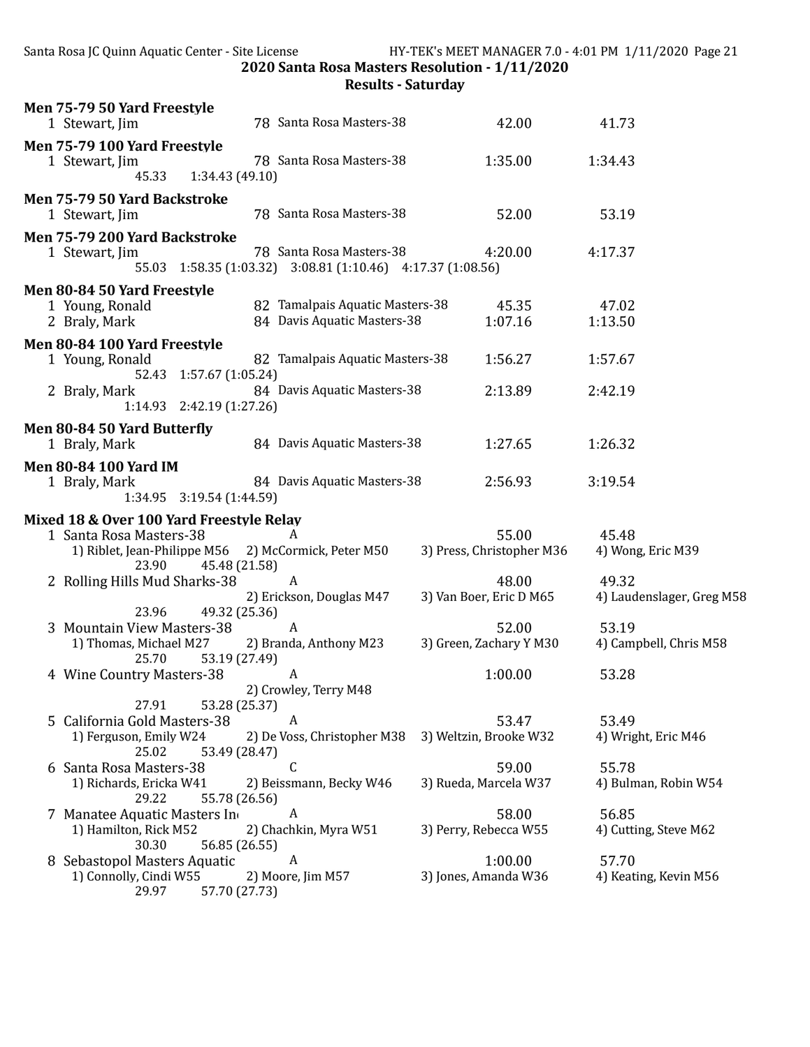## 2020 Santa Rosa Masters Resolution - 1/11/2020

### Results - Saturday

**Men 75-79 50 Yard Freestyle**

| | Name | Age | Team | Seed Time | Finals Time |
|---|---|---|---|---|---|
| 1 | Stewart, Jim | 78 | Santa Rosa Masters-38 | 42.00 | 41.73 |

**Men 75-79 100 Yard Freestyle**

| | Name | Age | Team | Seed Time | Finals Time |
|---|---|---|---|---|---|
| 1 | Stewart, Jim | 78 | Santa Rosa Masters-38 | 1:35.00 | 1:34.43 |

45.33 1:34.43 (49.10)

**Men 75-79 50 Yard Backstroke**

| | Name | Age | Team | Seed Time | Finals Time |
|---|---|---|---|---|---|
| 1 | Stewart, Jim | 78 | Santa Rosa Masters-38 | 52.00 | 53.19 |

**Men 75-79 200 Yard Backstroke**

| | Name | Age | Team | Seed Time | Finals Time |
|---|---|---|---|---|---|
| 1 | Stewart, Jim | 78 | Santa Rosa Masters-38 | 4:20.00 | 4:17.37 |

55.03 1:58.35 (1:03.32) 3:08.81 (1:10.46) 4:17.37 (1:08.56)

**Men 80-84 50 Yard Freestyle**

| | Name | Age | Team | Seed Time | Finals Time |
|---|---|---|---|---|---|
| 1 | Young, Ronald | 82 | Tamalpais Aquatic Masters-38 | 45.35 | 47.02 |
| 2 | Braly, Mark | 84 | Davis Aquatic Masters-38 | 1:07.16 | 1:13.50 |

**Men 80-84 100 Yard Freestyle**

| | Name | Age | Team | Seed Time | Finals Time |
|---|---|---|---|---|---|
| 1 | Young, Ronald | 82 | Tamalpais Aquatic Masters-38 | 1:56.27 | 1:57.67 |
| | 52.43 1:57.67 (1:05.24) | | | | |
| 2 | Braly, Mark | 84 | Davis Aquatic Masters-38 | 2:13.89 | 2:42.19 |
| | 1:14.93 2:42.19 (1:27.26) | | | | |

**Men 80-84 50 Yard Butterfly**

| | Name | Age | Team | Seed Time | Finals Time |
|---|---|---|---|---|---|
| 1 | Braly, Mark | 84 | Davis Aquatic Masters-38 | 1:27.65 | 1:26.32 |

**Men 80-84 100 Yard IM**

| | Name | Age | Team | Seed Time | Finals Time |
|---|---|---|---|---|---|
| 1 | Braly, Mark | 84 | Davis Aquatic Masters-38 | 2:56.93 | 3:19.54 |

1:34.95 3:19.54 (1:44.59)

**Mixed 18 & Over 100 Yard Freestyle Relay**

1 Santa Rosa Masters-38 — A — 55.00 — 45.48
1) Riblet, Jean-Philippe M56 2) McCormick, Peter M50 3) Press, Christopher M36 4) Wong, Eric M39
23.90 45.48 (21.58)

2 Rolling Hills Mud Sharks-38 — A — 48.00 — 49.32
2) Erickson, Douglas M47 3) Van Boer, Eric D M65 4) Laudenslager, Greg M58
23.96 49.32 (25.36)

3 Mountain View Masters-38 — A — 52.00 — 53.19
1) Thomas, Michael M27 2) Branda, Anthony M23 3) Green, Zachary Y M30 4) Campbell, Chris M58
25.70 53.19 (27.49)

4 Wine Country Masters-38 — A — 1:00.00 — 53.28
2) Crowley, Terry M48
27.91 53.28 (25.37)

5 California Gold Masters-38 — A — 53.47 — 53.49
1) Ferguson, Emily W24 2) De Voss, Christopher M38 3) Weltzin, Brooke W32 4) Wright, Eric M46
25.02 53.49 (28.47)

6 Santa Rosa Masters-38 — C — 59.00 — 55.78
1) Richards, Ericka W41 2) Beissmann, Becky W46 3) Rueda, Marcela W37 4) Bulman, Robin W54
29.22 55.78 (26.56)

7 Manatee Aquatic Masters In — A — 58.00 — 56.85
1) Hamilton, Rick M52 2) Chachkin, Myra W51 3) Perry, Rebecca W55 4) Cutting, Steve M62
30.30 56.85 (26.55)

8 Sebastopol Masters Aquatic — A — 1:00.00 — 57.70
1) Connolly, Cindi W55 2) Moore, Jim M57 3) Jones, Amanda W36 4) Keating, Kevin M56
29.97 57.70 (27.73)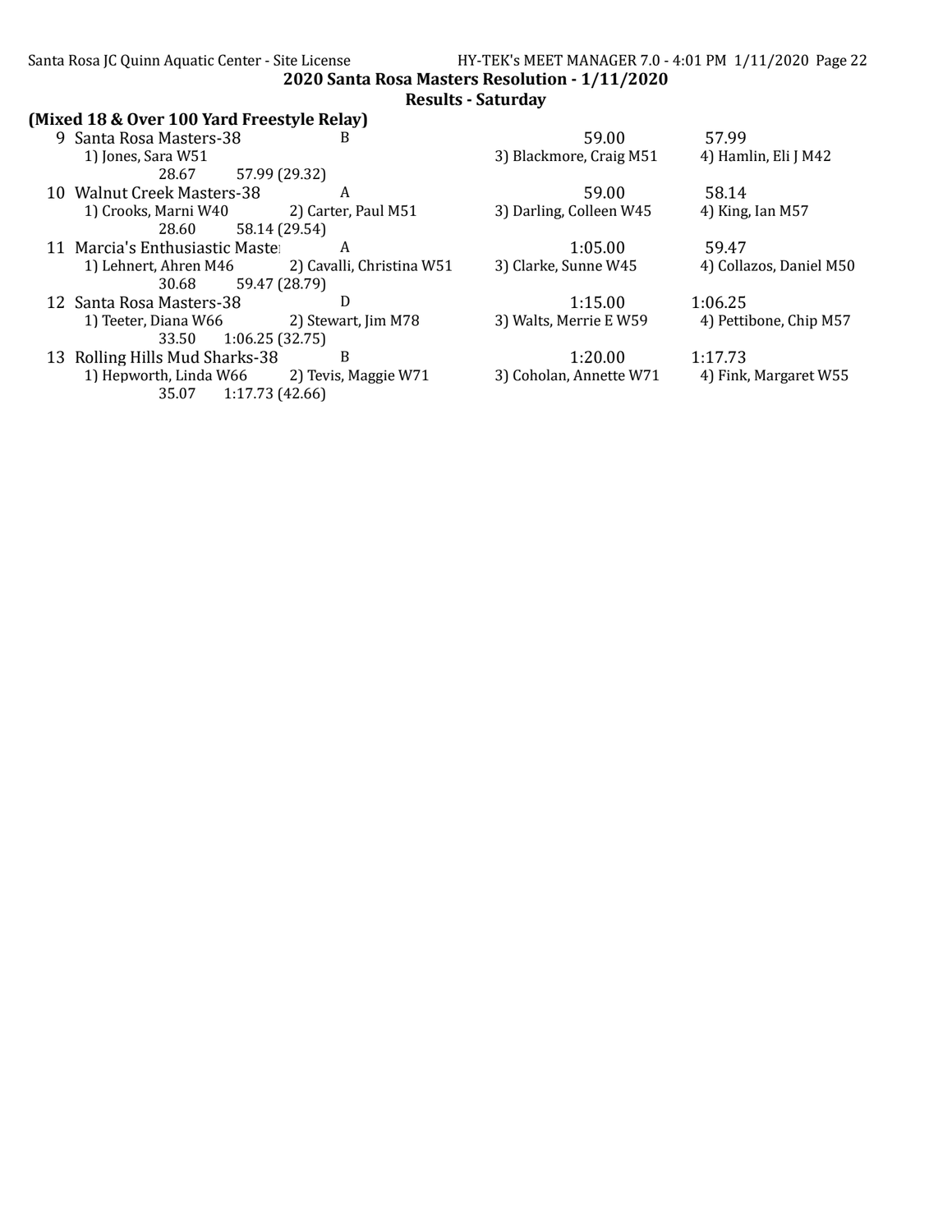## 2020 Santa Rosa Masters Resolution - 1/11/2020

### Results - Saturday

**(Mixed 18 & Over 100 Yard Freestyle Relay)**

| | | | | | |
|---|---|---|---|---|---|
| 9 | Santa Rosa Masters-38 | B | | 59.00 | 57.99 |
| | 1) Jones, Sara W51 | | 3) Blackmore, Craig M51 | 4) Hamlin, Eli J M42 | |
| | 28.67 | 57.99 (29.32) | | | |
| 10 | Walnut Creek Masters-38 | A | | 59.00 | 58.14 |
| | 1) Crooks, Marni W40 | 2) Carter, Paul M51 | 3) Darling, Colleen W45 | 4) King, Ian M57 | |
| | 28.60 | 58.14 (29.54) | | | |
| 11 | Marcia's Enthusiastic Master | A | | 1:05.00 | 59.47 |
| | 1) Lehnert, Ahren M46 | 2) Cavalli, Christina W51 | 3) Clarke, Sunne W45 | 4) Collazos, Daniel M50 | |
| | 30.68 | 59.47 (28.79) | | | |
| 12 | Santa Rosa Masters-38 | D | | 1:15.00 | 1:06.25 |
| | 1) Teeter, Diana W66 | 2) Stewart, Jim M78 | 3) Walts, Merrie E W59 | 4) Pettibone, Chip M57 | |
| | 33.50 | 1:06.25 (32.75) | | | |
| 13 | Rolling Hills Mud Sharks-38 | B | | 1:20.00 | 1:17.73 |
| | 1) Hepworth, Linda W66 | 2) Tevis, Maggie W71 | 3) Coholan, Annette W71 | 4) Fink, Margaret W55 | |
| | 35.07 | 1:17.73 (42.66) | | | |